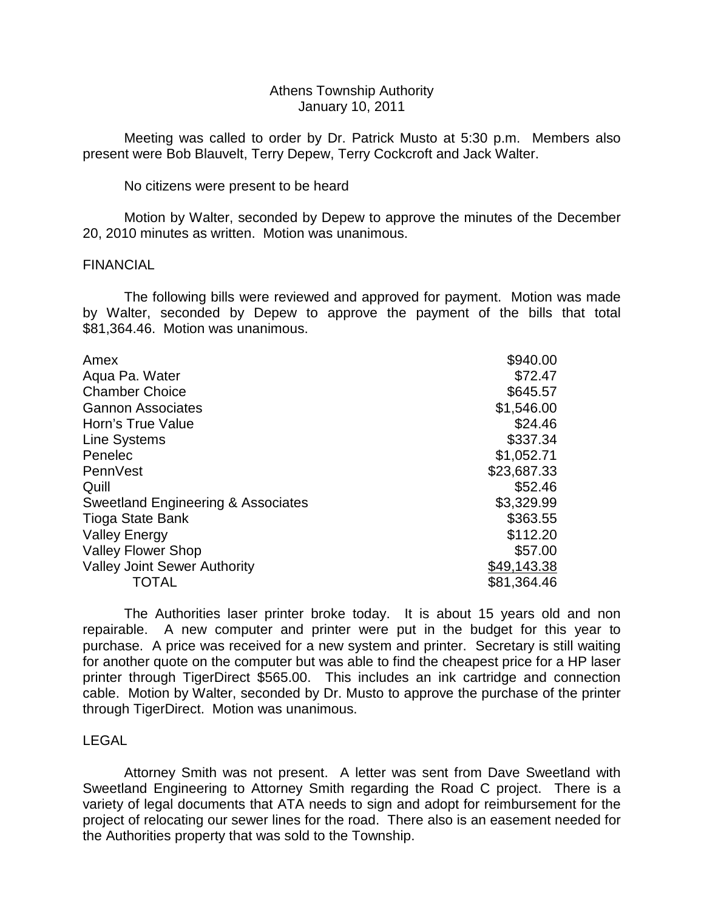# Athens Township Authority
## January 10, 2011

Meeting was called to order by Dr. Patrick Musto at 5:30 p.m. Members also present were Bob Blauvelt, Terry Depew, Terry Cockcroft and Jack Walter.

No citizens were present to be heard

Motion by Walter, seconded by Depew to approve the minutes of the December 20, 2010 minutes as written. Motion was unanimous.

FINANCIAL

The following bills were reviewed and approved for payment. Motion was made by Walter, seconded by Depew to approve the payment of the bills that total $81,364.46. Motion was unanimous.

| | |
|---|---|
| Amex | $940.00 |
| Aqua Pa. Water | $72.47 |
| Chamber Choice | $645.57 |
| Gannon Associates | $1,546.00 |
| Horn's True Value | $24.46 |
| Line Systems | $337.34 |
| Penelec | $1,052.71 |
| PennVest | $23,687.33 |
| Quill | $52.46 |
| Sweetland Engineering & Associates | $3,329.99 |
| Tioga State Bank | $363.55 |
| Valley Energy | $112.20 |
| Valley Flower Shop | $57.00 |
| Valley Joint Sewer Authority | $49,143.38 |
| TOTAL | $81,364.46 |

The Authorities laser printer broke today. It is about 15 years old and non repairable. A new computer and printer were put in the budget for this year to purchase. A price was received for a new system and printer. Secretary is still waiting for another quote on the computer but was able to find the cheapest price for a HP laser printer through TigerDirect $565.00. This includes an ink cartridge and connection cable. Motion by Walter, seconded by Dr. Musto to approve the purchase of the printer through TigerDirect. Motion was unanimous.

LEGAL

Attorney Smith was not present. A letter was sent from Dave Sweetland with Sweetland Engineering to Attorney Smith regarding the Road C project. There is a variety of legal documents that ATA needs to sign and adopt for reimbursement for the project of relocating our sewer lines for the road. There also is an easement needed for the Authorities property that was sold to the Township.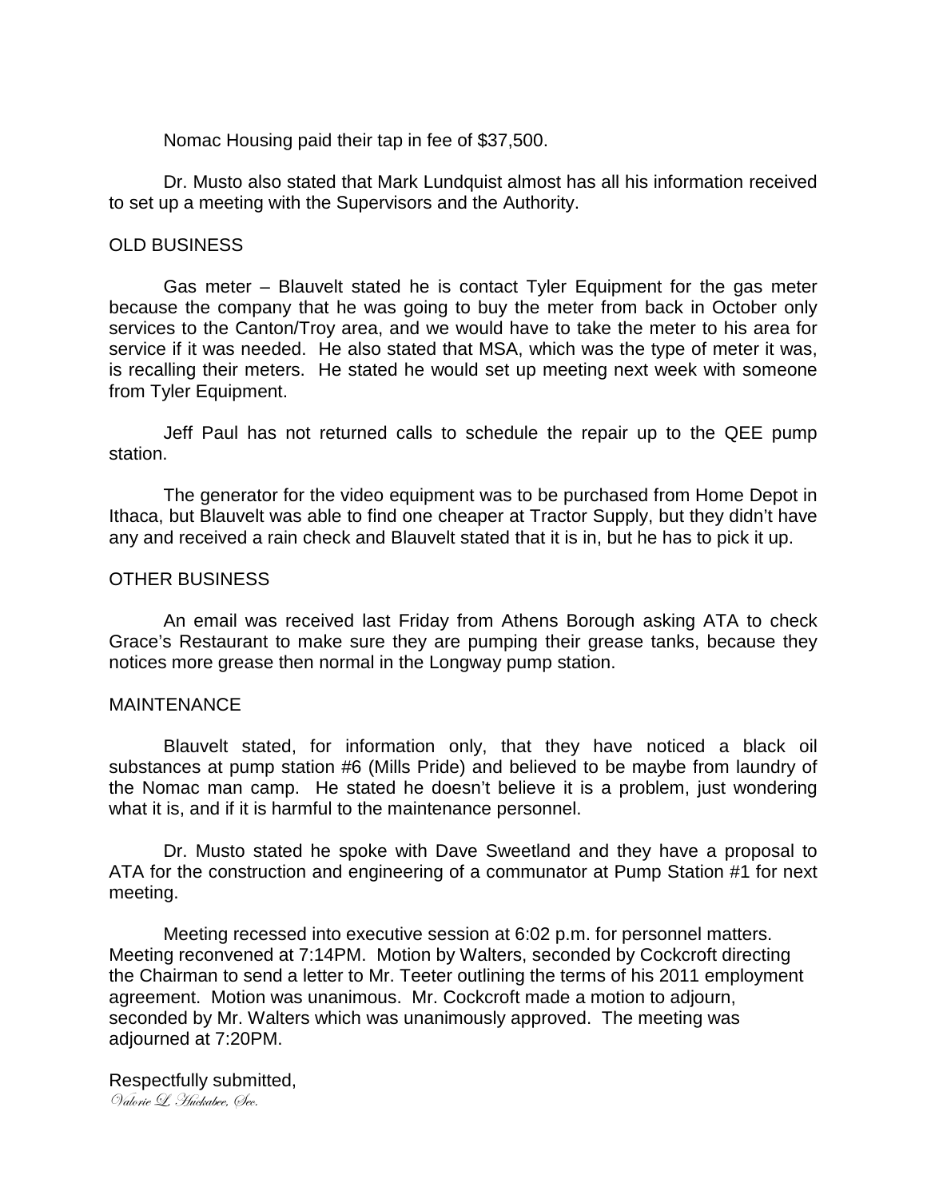Nomac Housing paid their tap in fee of $37,500.

Dr. Musto also stated that Mark Lundquist almost has all his information received to set up a meeting with the Supervisors and the Authority.

OLD BUSINESS

Gas meter – Blauvelt stated he is contact Tyler Equipment for the gas meter because the company that he was going to buy the meter from back in October only services to the Canton/Troy area, and we would have to take the meter to his area for service if it was needed. He also stated that MSA, which was the type of meter it was, is recalling their meters. He stated he would set up meeting next week with someone from Tyler Equipment.

Jeff Paul has not returned calls to schedule the repair up to the QEE pump station.

The generator for the video equipment was to be purchased from Home Depot in Ithaca, but Blauvelt was able to find one cheaper at Tractor Supply, but they didn't have any and received a rain check and Blauvelt stated that it is in, but he has to pick it up.

OTHER BUSINESS

An email was received last Friday from Athens Borough asking ATA to check Grace's Restaurant to make sure they are pumping their grease tanks, because they notices more grease then normal in the Longway pump station.

MAINTENANCE

Blauvelt stated, for information only, that they have noticed a black oil substances at pump station #6 (Mills Pride) and believed to be maybe from laundry of the Nomac man camp. He stated he doesn't believe it is a problem, just wondering what it is, and if it is harmful to the maintenance personnel.

Dr. Musto stated he spoke with Dave Sweetland and they have a proposal to ATA for the construction and engineering of a communator at Pump Station #1 for next meeting.

Meeting recessed into executive session at 6:02 p.m. for personnel matters. Meeting reconvened at 7:14PM. Motion by Walters, seconded by Cockcroft directing the Chairman to send a letter to Mr. Teeter outlining the terms of his 2011 employment agreement. Motion was unanimous. Mr. Cockcroft made a motion to adjourn, seconded by Mr. Walters which was unanimously approved. The meeting was adjourned at 7:20PM.

Respectfully submitted,
*Valorie L. Huckabee, Sec.*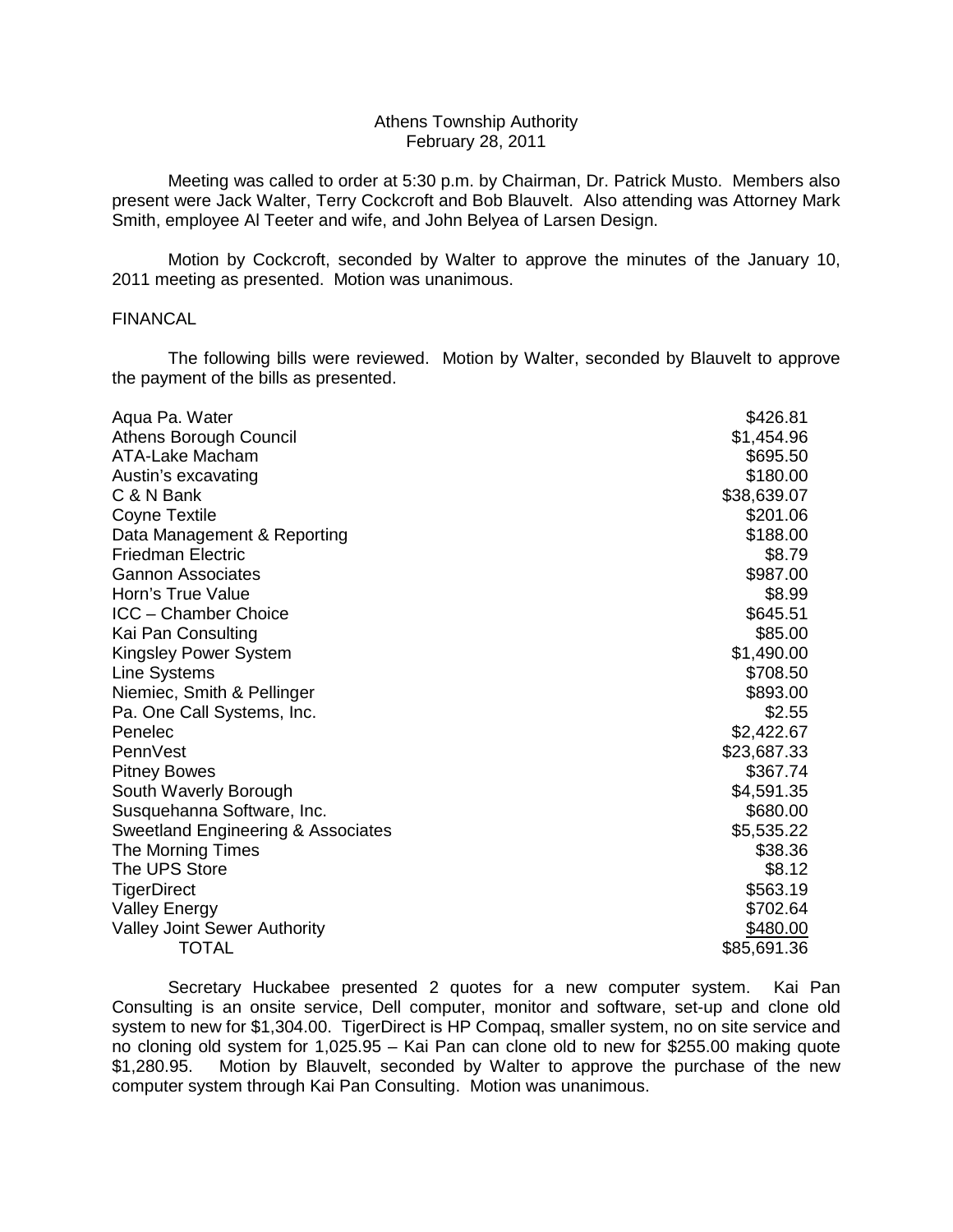Athens Township Authority
February 28, 2011

Meeting was called to order at 5:30 p.m. by Chairman, Dr. Patrick Musto. Members also present were Jack Walter, Terry Cockcroft and Bob Blauvelt. Also attending was Attorney Mark Smith, employee Al Teeter and wife, and John Belyea of Larsen Design.

Motion by Cockcroft, seconded by Walter to approve the minutes of the January 10, 2011 meeting as presented. Motion was unanimous.

FINANCAL

The following bills were reviewed. Motion by Walter, seconded by Blauvelt to approve the payment of the bills as presented.

| | |
|---|---|
| Aqua Pa. Water | $426.81 |
| Athens Borough Council | $1,454.96 |
| ATA-Lake Macham | $695.50 |
| Austin's excavating | $180.00 |
| C & N Bank | $38,639.07 |
| Coyne Textile | $201.06 |
| Data Management & Reporting | $188.00 |
| Friedman Electric | $8.79 |
| Gannon Associates | $987.00 |
| Horn's True Value | $8.99 |
| ICC – Chamber Choice | $645.51 |
| Kai Pan Consulting | $85.00 |
| Kingsley Power System | $1,490.00 |
| Line Systems | $708.50 |
| Niemiec, Smith & Pellinger | $893.00 |
| Pa. One Call Systems, Inc. | $2.55 |
| Penelec | $2,422.67 |
| PennVest | $23,687.33 |
| Pitney Bowes | $367.74 |
| South Waverly Borough | $4,591.35 |
| Susquehanna Software, Inc. | $680.00 |
| Sweetland Engineering & Associates | $5,535.22 |
| The Morning Times | $38.36 |
| The UPS Store | $8.12 |
| TigerDirect | $563.19 |
| Valley Energy | $702.64 |
| Valley Joint Sewer Authority | $480.00 |
| TOTAL | $85,691.36 |

Secretary Huckabee presented 2 quotes for a new computer system. Kai Pan Consulting is an onsite service, Dell computer, monitor and software, set-up and clone old system to new for $1,304.00. TigerDirect is HP Compaq, smaller system, no on site service and no cloning old system for 1,025.95 – Kai Pan can clone old to new for $255.00 making quote $1,280.95. Motion by Blauvelt, seconded by Walter to approve the purchase of the new computer system through Kai Pan Consulting. Motion was unanimous.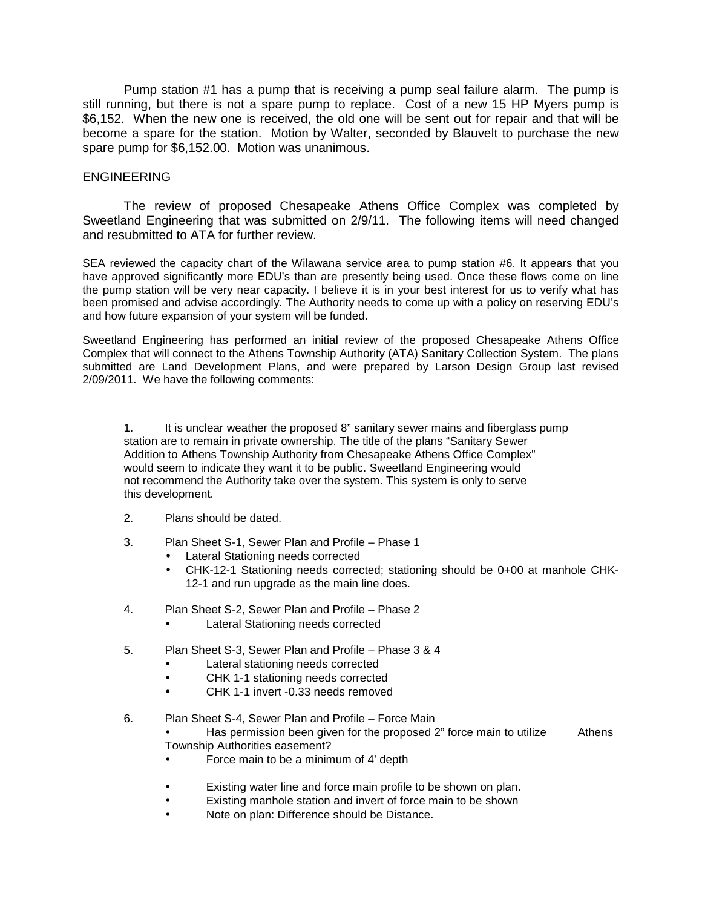Pump station #1 has a pump that is receiving a pump seal failure alarm. The pump is still running, but there is not a spare pump to replace. Cost of a new 15 HP Myers pump is $6,152. When the new one is received, the old one will be sent out for repair and that will be become a spare for the station. Motion by Walter, seconded by Blauvelt to purchase the new spare pump for $6,152.00. Motion was unanimous.

ENGINEERING

The review of proposed Chesapeake Athens Office Complex was completed by Sweetland Engineering that was submitted on 2/9/11. The following items will need changed and resubmitted to ATA for further review.

SEA reviewed the capacity chart of the Wilawana service area to pump station #6. It appears that you have approved significantly more EDU's than are presently being used. Once these flows come on line the pump station will be very near capacity. I believe it is in your best interest for us to verify what has been promised and advise accordingly. The Authority needs to come up with a policy on reserving EDU's and how future expansion of your system will be funded.

Sweetland Engineering has performed an initial review of the proposed Chesapeake Athens Office Complex that will connect to the Athens Township Authority (ATA) Sanitary Collection System. The plans submitted are Land Development Plans, and were prepared by Larson Design Group last revised 2/09/2011. We have the following comments:

1. It is unclear weather the proposed 8" sanitary sewer mains and fiberglass pump station are to remain in private ownership. The title of the plans "Sanitary Sewer Addition to Athens Township Authority from Chesapeake Athens Office Complex" would seem to indicate they want it to be public. Sweetland Engineering would not recommend the Authority take over the system. This system is only to serve this development.

2. Plans should be dated.

3. Plan Sheet S-1, Sewer Plan and Profile – Phase 1
   - Lateral Stationing needs corrected
   - CHK-12-1 Stationing needs corrected; stationing should be 0+00 at manhole CHK-12-1 and run upgrade as the main line does.

4. Plan Sheet S-2, Sewer Plan and Profile – Phase 2
   - Lateral Stationing needs corrected

5. Plan Sheet S-3, Sewer Plan and Profile – Phase 3 & 4
   - Lateral stationing needs corrected
   - CHK 1-1 stationing needs corrected
   - CHK 1-1 invert -0.33 needs removed

6. Plan Sheet S-4, Sewer Plan and Profile – Force Main
   - Has permission been given for the proposed 2" force main to utilize Athens Township Authorities easement?
   - Force main to be a minimum of 4' depth
   - Existing water line and force main profile to be shown on plan.
   - Existing manhole station and invert of force main to be shown
   - Note on plan: Difference should be Distance.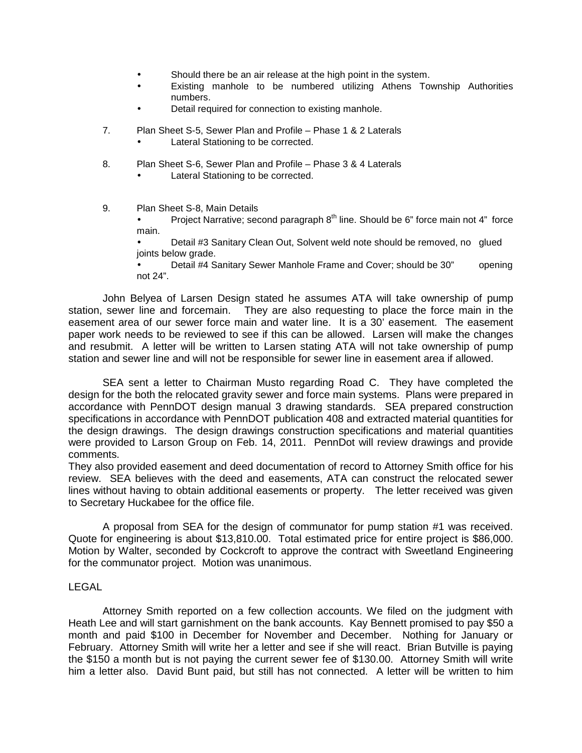- Should there be an air release at the high point in the system.
- Existing manhole to be numbered utilizing Athens Township Authorities numbers.
- Detail required for connection to existing manhole.

7. Plan Sheet S-5, Sewer Plan and Profile – Phase 1 & 2 Laterals
   - Lateral Stationing to be corrected.

8. Plan Sheet S-6, Sewer Plan and Profile – Phase 3 & 4 Laterals
   - Lateral Stationing to be corrected.

9. Plan Sheet S-8, Main Details
   - Project Narrative; second paragraph 8th line. Should be 6" force main not 4" force main.
   - Detail #3 Sanitary Clean Out, Solvent weld note should be removed, no glued joints below grade.
   - Detail #4 Sanitary Sewer Manhole Frame and Cover; should be 30" opening not 24".

John Belyea of Larsen Design stated he assumes ATA will take ownership of pump station, sewer line and forcemain. They are also requesting to place the force main in the easement area of our sewer force main and water line. It is a 30' easement. The easement paper work needs to be reviewed to see if this can be allowed. Larsen will make the changes and resubmit. A letter will be written to Larsen stating ATA will not take ownership of pump station and sewer line and will not be responsible for sewer line in easement area if allowed.

SEA sent a letter to Chairman Musto regarding Road C. They have completed the design for the both the relocated gravity sewer and force main systems. Plans were prepared in accordance with PennDOT design manual 3 drawing standards. SEA prepared construction specifications in accordance with PennDOT publication 408 and extracted material quantities for the design drawings. The design drawings construction specifications and material quantities were provided to Larson Group on Feb. 14, 2011. PennDot will review drawings and provide comments.
They also provided easement and deed documentation of record to Attorney Smith office for his review. SEA believes with the deed and easements, ATA can construct the relocated sewer lines without having to obtain additional easements or property. The letter received was given to Secretary Huckabee for the office file.

A proposal from SEA for the design of communator for pump station #1 was received. Quote for engineering is about $13,810.00. Total estimated price for entire project is $86,000. Motion by Walter, seconded by Cockcroft to approve the contract with Sweetland Engineering for the communator project. Motion was unanimous.

LEGAL

Attorney Smith reported on a few collection accounts. We filed on the judgment with Heath Lee and will start garnishment on the bank accounts. Kay Bennett promised to pay $50 a month and paid $100 in December for November and December. Nothing for January or February. Attorney Smith will write her a letter and see if she will react. Brian Butville is paying the $150 a month but is not paying the current sewer fee of $130.00. Attorney Smith will write him a letter also. David Bunt paid, but still has not connected. A letter will be written to him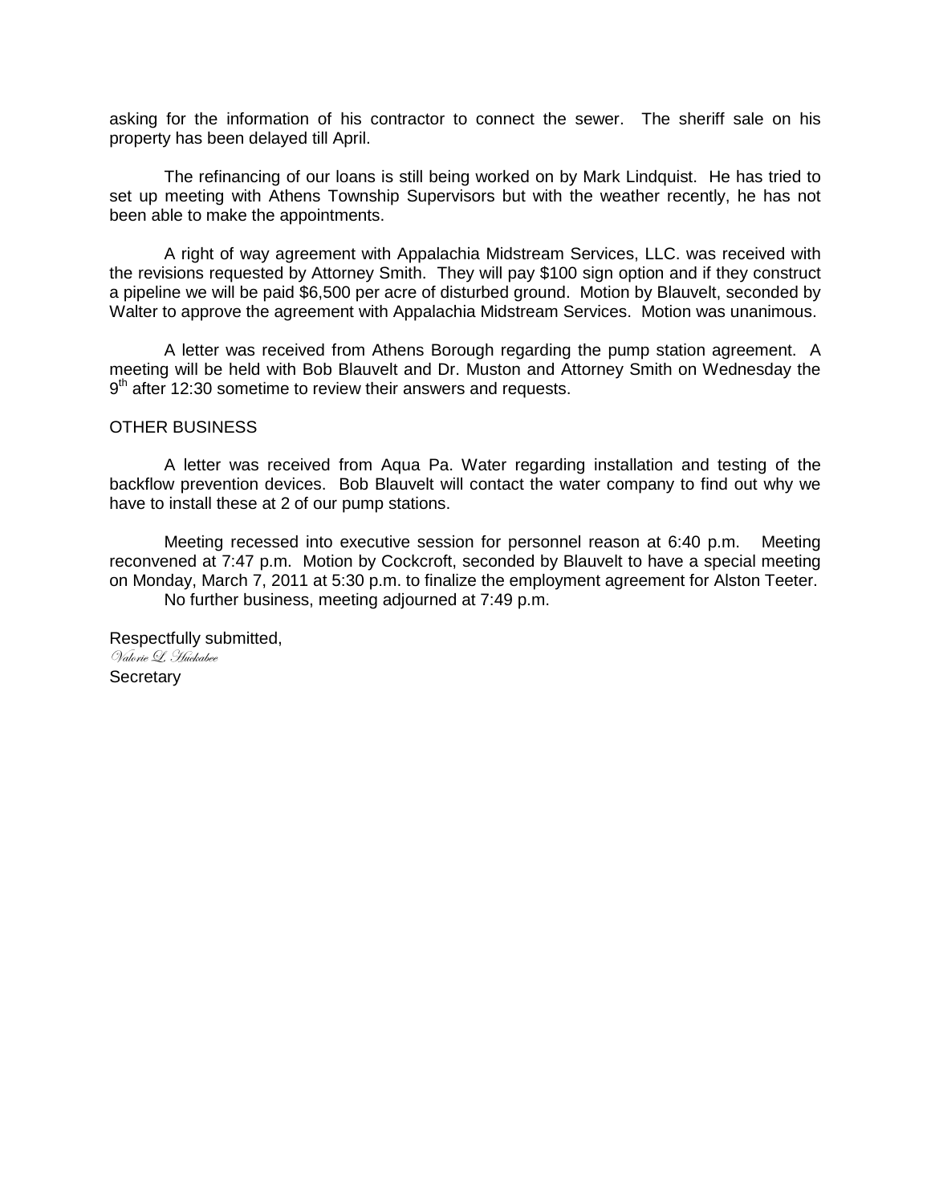asking for the information of his contractor to connect the sewer. The sheriff sale on his property has been delayed till April.

The refinancing of our loans is still being worked on by Mark Lindquist. He has tried to set up meeting with Athens Township Supervisors but with the weather recently, he has not been able to make the appointments.

A right of way agreement with Appalachia Midstream Services, LLC. was received with the revisions requested by Attorney Smith. They will pay $100 sign option and if they construct a pipeline we will be paid $6,500 per acre of disturbed ground. Motion by Blauvelt, seconded by Walter to approve the agreement with Appalachia Midstream Services. Motion was unanimous.

A letter was received from Athens Borough regarding the pump station agreement. A meeting will be held with Bob Blauvelt and Dr. Muston and Attorney Smith on Wednesday the 9th after 12:30 sometime to review their answers and requests.

OTHER BUSINESS

A letter was received from Aqua Pa. Water regarding installation and testing of the backflow prevention devices. Bob Blauvelt will contact the water company to find out why we have to install these at 2 of our pump stations.

Meeting recessed into executive session for personnel reason at 6:40 p.m. Meeting reconvened at 7:47 p.m. Motion by Cockcroft, seconded by Blauvelt to have a special meeting on Monday, March 7, 2011 at 5:30 p.m. to finalize the employment agreement for Alston Teeter.

No further business, meeting adjourned at 7:49 p.m.

Respectfully submitted,  
*Valorie L. Huckabee*  
Secretary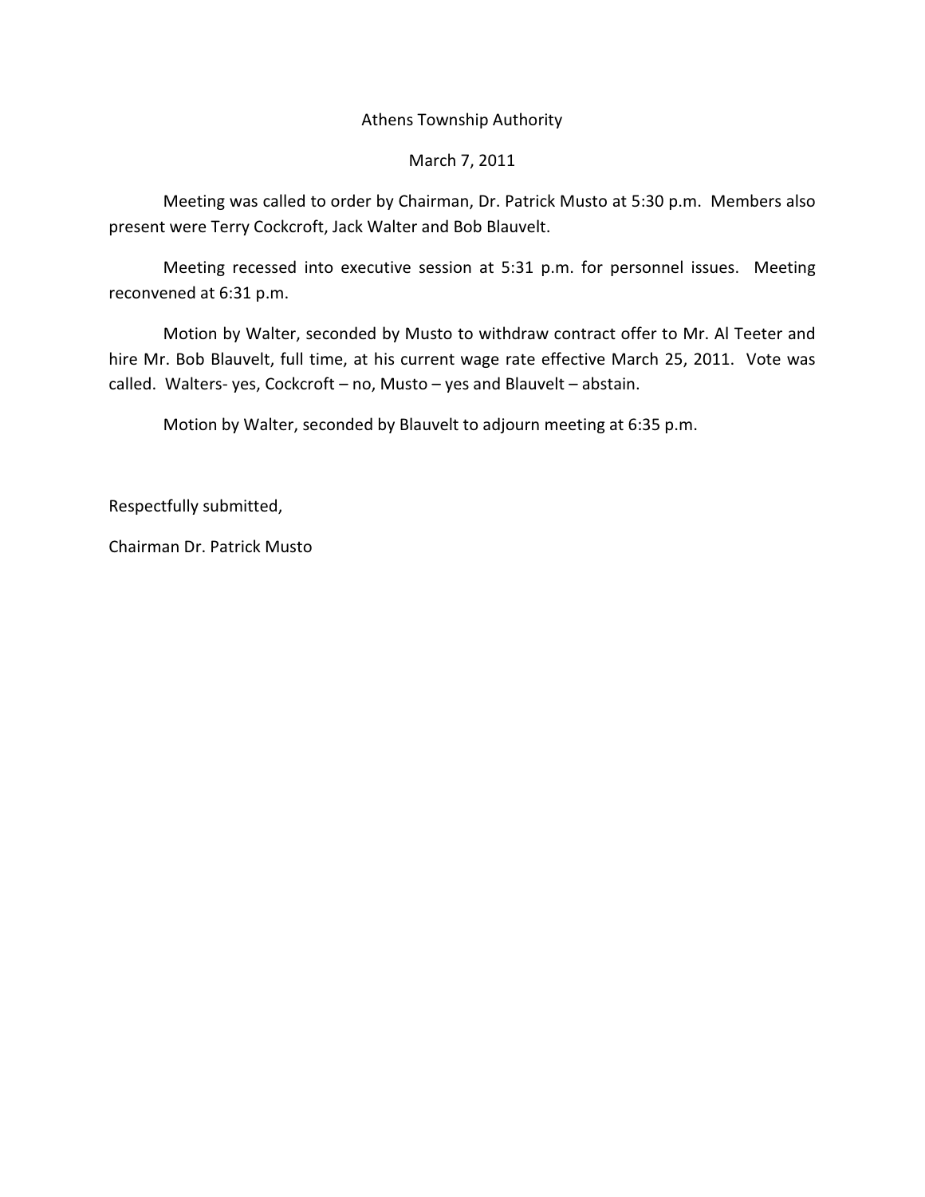Athens Township Authority

March 7, 2011

Meeting was called to order by Chairman, Dr. Patrick Musto at 5:30 p.m. Members also present were Terry Cockcroft, Jack Walter and Bob Blauvelt.

Meeting recessed into executive session at 5:31 p.m. for personnel issues. Meeting reconvened at 6:31 p.m.

Motion by Walter, seconded by Musto to withdraw contract offer to Mr. Al Teeter and hire Mr. Bob Blauvelt, full time, at his current wage rate effective March 25, 2011. Vote was called. Walters- yes, Cockcroft – no, Musto – yes and Blauvelt – abstain.

Motion by Walter, seconded by Blauvelt to adjourn meeting at 6:35 p.m.

Respectfully submitted,

Chairman Dr. Patrick Musto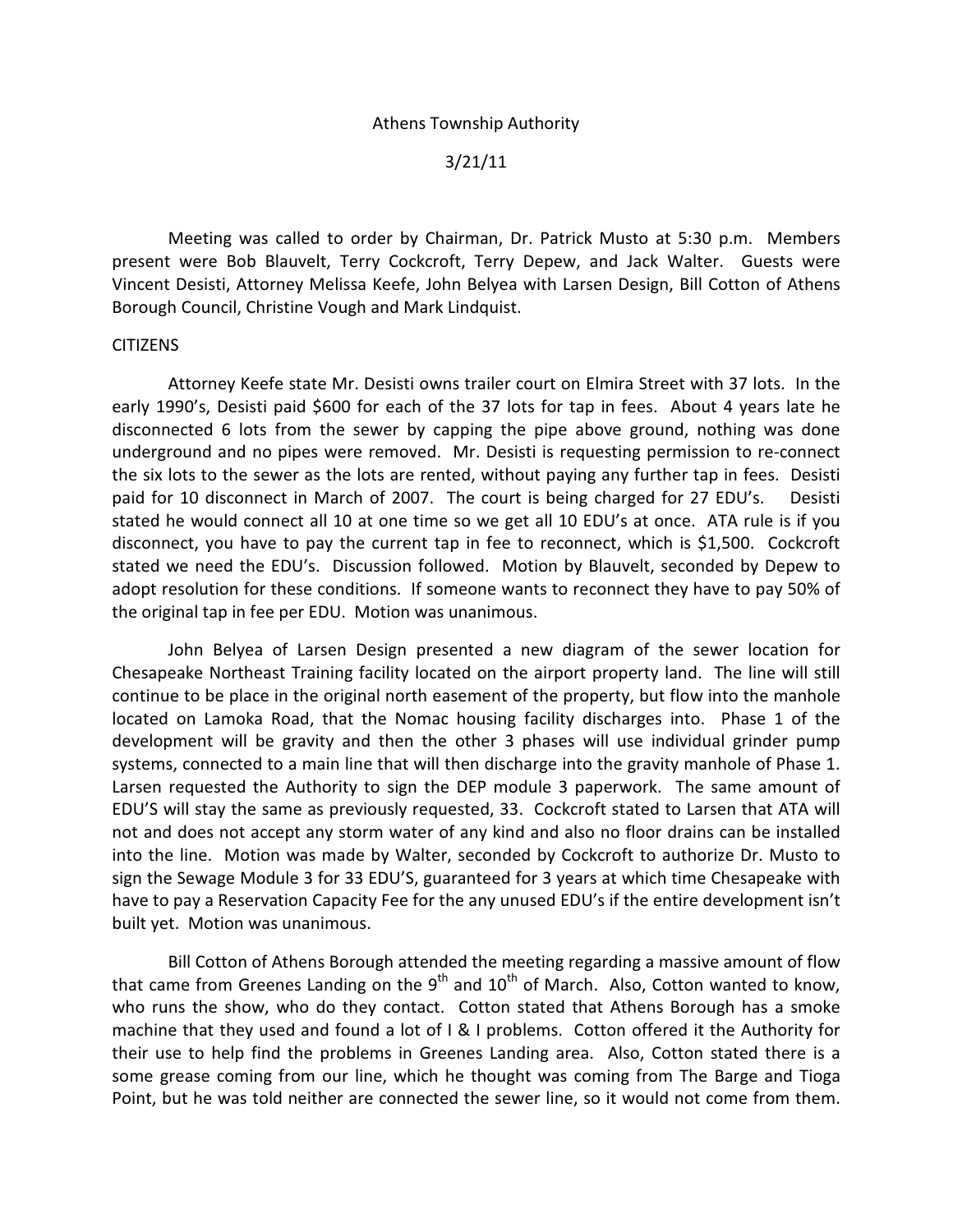Athens Township Authority

3/21/11

Meeting was called to order by Chairman, Dr. Patrick Musto at 5:30 p.m. Members present were Bob Blauvelt, Terry Cockcroft, Terry Depew, and Jack Walter. Guests were Vincent Desisti, Attorney Melissa Keefe, John Belyea with Larsen Design, Bill Cotton of Athens Borough Council, Christine Vough and Mark Lindquist.

CITIZENS

Attorney Keefe state Mr. Desisti owns trailer court on Elmira Street with 37 lots. In the early 1990's, Desisti paid $600 for each of the 37 lots for tap in fees. About 4 years late he disconnected 6 lots from the sewer by capping the pipe above ground, nothing was done underground and no pipes were removed. Mr. Desisti is requesting permission to re-connect the six lots to the sewer as the lots are rented, without paying any further tap in fees. Desisti paid for 10 disconnect in March of 2007. The court is being charged for 27 EDU's. Desisti stated he would connect all 10 at one time so we get all 10 EDU's at once. ATA rule is if you disconnect, you have to pay the current tap in fee to reconnect, which is $1,500. Cockcroft stated we need the EDU's. Discussion followed. Motion by Blauvelt, seconded by Depew to adopt resolution for these conditions. If someone wants to reconnect they have to pay 50% of the original tap in fee per EDU. Motion was unanimous.

John Belyea of Larsen Design presented a new diagram of the sewer location for Chesapeake Northeast Training facility located on the airport property land. The line will still continue to be place in the original north easement of the property, but flow into the manhole located on Lamoka Road, that the Nomac housing facility discharges into. Phase 1 of the development will be gravity and then the other 3 phases will use individual grinder pump systems, connected to a main line that will then discharge into the gravity manhole of Phase 1. Larsen requested the Authority to sign the DEP module 3 paperwork. The same amount of EDU'S will stay the same as previously requested, 33. Cockcroft stated to Larsen that ATA will not and does not accept any storm water of any kind and also no floor drains can be installed into the line. Motion was made by Walter, seconded by Cockcroft to authorize Dr. Musto to sign the Sewage Module 3 for 33 EDU'S, guaranteed for 3 years at which time Chesapeake with have to pay a Reservation Capacity Fee for the any unused EDU's if the entire development isn't built yet. Motion was unanimous.

Bill Cotton of Athens Borough attended the meeting regarding a massive amount of flow that came from Greenes Landing on the 9th and 10th of March. Also, Cotton wanted to know, who runs the show, who do they contact. Cotton stated that Athens Borough has a smoke machine that they used and found a lot of I & I problems. Cotton offered it the Authority for their use to help find the problems in Greenes Landing area. Also, Cotton stated there is a some grease coming from our line, which he thought was coming from The Barge and Tioga Point, but he was told neither are connected the sewer line, so it would not come from them.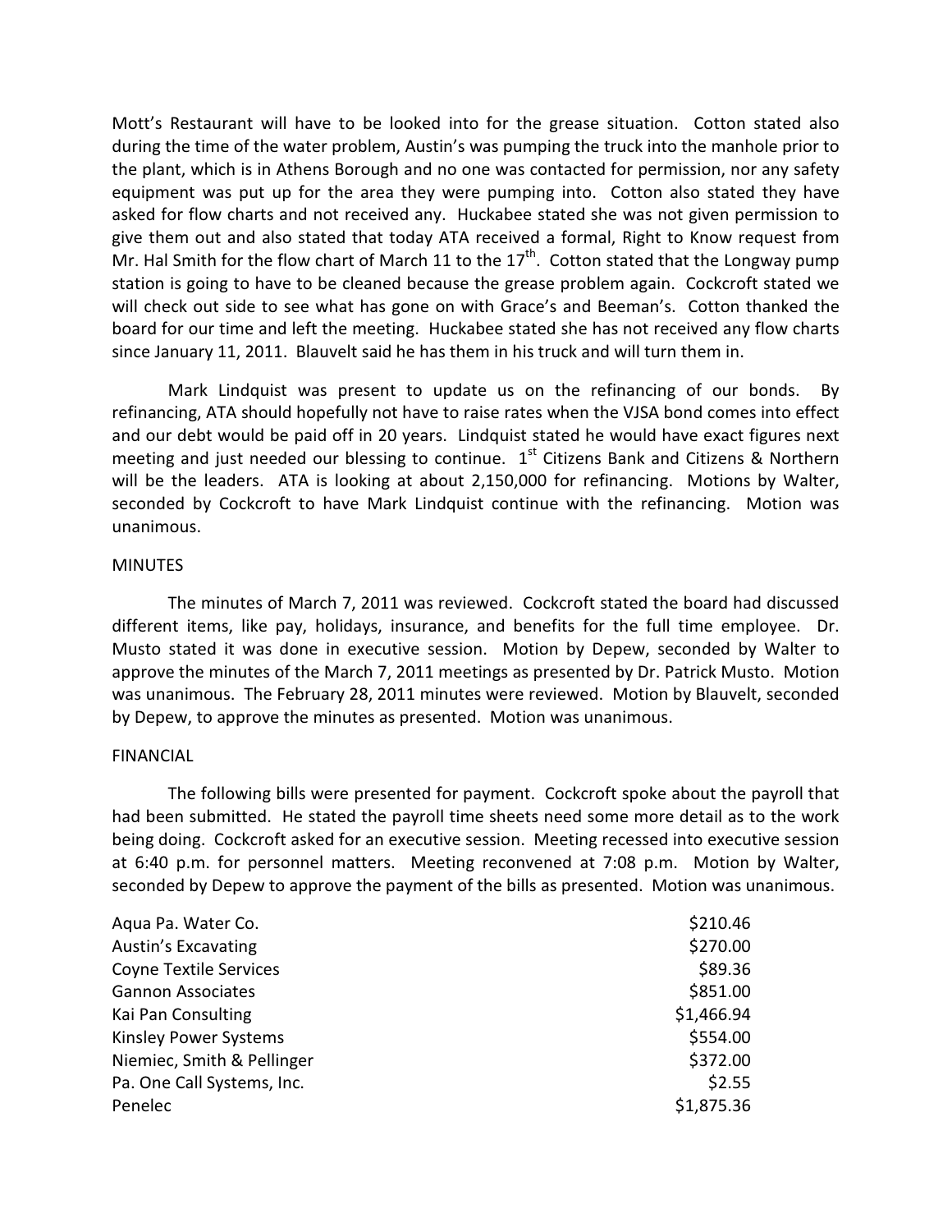Mott's Restaurant will have to be looked into for the grease situation. Cotton stated also during the time of the water problem, Austin's was pumping the truck into the manhole prior to the plant, which is in Athens Borough and no one was contacted for permission, nor any safety equipment was put up for the area they were pumping into. Cotton also stated they have asked for flow charts and not received any. Huckabee stated she was not given permission to give them out and also stated that today ATA received a formal, Right to Know request from Mr. Hal Smith for the flow chart of March 11 to the 17th. Cotton stated that the Longway pump station is going to have to be cleaned because the grease problem again. Cockcroft stated we will check out side to see what has gone on with Grace's and Beeman's. Cotton thanked the board for our time and left the meeting. Huckabee stated she has not received any flow charts since January 11, 2011. Blauvelt said he has them in his truck and will turn them in.

Mark Lindquist was present to update us on the refinancing of our bonds. By refinancing, ATA should hopefully not have to raise rates when the VJSA bond comes into effect and our debt would be paid off in 20 years. Lindquist stated he would have exact figures next meeting and just needed our blessing to continue. 1st Citizens Bank and Citizens & Northern will be the leaders. ATA is looking at about 2,150,000 for refinancing. Motions by Walter, seconded by Cockcroft to have Mark Lindquist continue with the refinancing. Motion was unanimous.

MINUTES

The minutes of March 7, 2011 was reviewed. Cockcroft stated the board had discussed different items, like pay, holidays, insurance, and benefits for the full time employee. Dr. Musto stated it was done in executive session. Motion by Depew, seconded by Walter to approve the minutes of the March 7, 2011 meetings as presented by Dr. Patrick Musto. Motion was unanimous. The February 28, 2011 minutes were reviewed. Motion by Blauvelt, seconded by Depew, to approve the minutes as presented. Motion was unanimous.

FINANCIAL

The following bills were presented for payment. Cockcroft spoke about the payroll that had been submitted. He stated the payroll time sheets need some more detail as to the work being doing. Cockcroft asked for an executive session. Meeting recessed into executive session at 6:40 p.m. for personnel matters. Meeting reconvened at 7:08 p.m. Motion by Walter, seconded by Depew to approve the payment of the bills as presented. Motion was unanimous.

| | |
|---|---|
| Aqua Pa. Water Co. | $210.46 |
| Austin's Excavating | $270.00 |
| Coyne Textile Services | $89.36 |
| Gannon Associates | $851.00 |
| Kai Pan Consulting | $1,466.94 |
| Kinsley Power Systems | $554.00 |
| Niemiec, Smith & Pellinger | $372.00 |
| Pa. One Call Systems, Inc. | $2.55 |
| Penelec | $1,875.36 |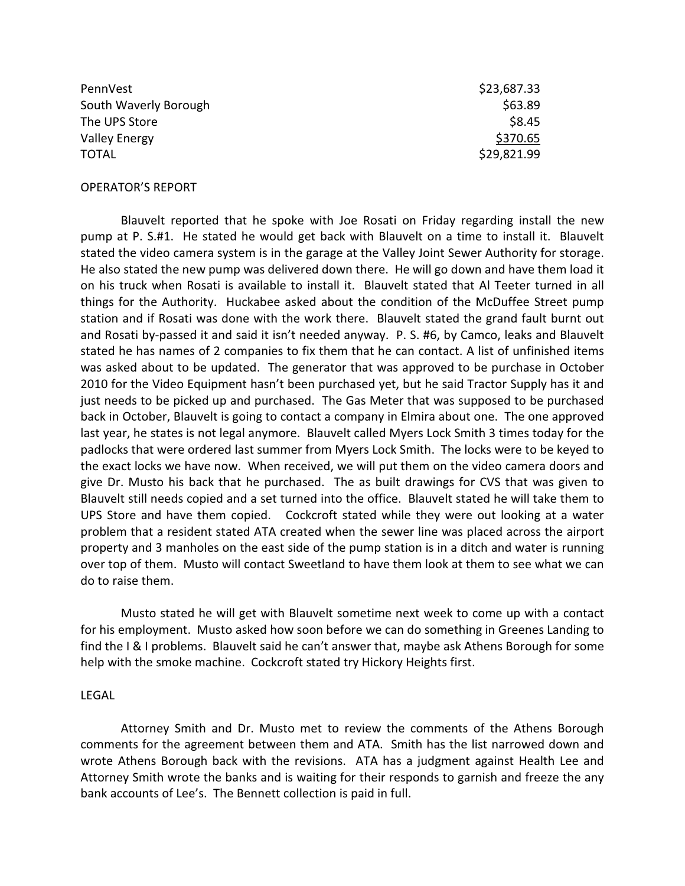| | |
|---|---|
| PennVest | $23,687.33 |
| South Waverly Borough | $63.89 |
| The UPS Store | $8.45 |
| Valley Energy | $370.65 |
| TOTAL | $29,821.99 |

OPERATOR'S REPORT

Blauvelt reported that he spoke with Joe Rosati on Friday regarding install the new pump at P. S.#1. He stated he would get back with Blauvelt on a time to install it. Blauvelt stated the video camera system is in the garage at the Valley Joint Sewer Authority for storage. He also stated the new pump was delivered down there. He will go down and have them load it on his truck when Rosati is available to install it. Blauvelt stated that Al Teeter turned in all things for the Authority. Huckabee asked about the condition of the McDuffee Street pump station and if Rosati was done with the work there. Blauvelt stated the grand fault burnt out and Rosati by-passed it and said it isn't needed anyway. P. S. #6, by Camco, leaks and Blauvelt stated he has names of 2 companies to fix them that he can contact. A list of unfinished items was asked about to be updated. The generator that was approved to be purchase in October 2010 for the Video Equipment hasn't been purchased yet, but he said Tractor Supply has it and just needs to be picked up and purchased. The Gas Meter that was supposed to be purchased back in October, Blauvelt is going to contact a company in Elmira about one. The one approved last year, he states is not legal anymore. Blauvelt called Myers Lock Smith 3 times today for the padlocks that were ordered last summer from Myers Lock Smith. The locks were to be keyed to the exact locks we have now. When received, we will put them on the video camera doors and give Dr. Musto his back that he purchased. The as built drawings for CVS that was given to Blauvelt still needs copied and a set turned into the office. Blauvelt stated he will take them to UPS Store and have them copied. Cockcroft stated while they were out looking at a water problem that a resident stated ATA created when the sewer line was placed across the airport property and 3 manholes on the east side of the pump station is in a ditch and water is running over top of them. Musto will contact Sweetland to have them look at them to see what we can do to raise them.

Musto stated he will get with Blauvelt sometime next week to come up with a contact for his employment. Musto asked how soon before we can do something in Greenes Landing to find the I & I problems. Blauvelt said he can't answer that, maybe ask Athens Borough for some help with the smoke machine. Cockcroft stated try Hickory Heights first.

LEGAL

Attorney Smith and Dr. Musto met to review the comments of the Athens Borough comments for the agreement between them and ATA. Smith has the list narrowed down and wrote Athens Borough back with the revisions. ATA has a judgment against Health Lee and Attorney Smith wrote the banks and is waiting for their responds to garnish and freeze the any bank accounts of Lee's. The Bennett collection is paid in full.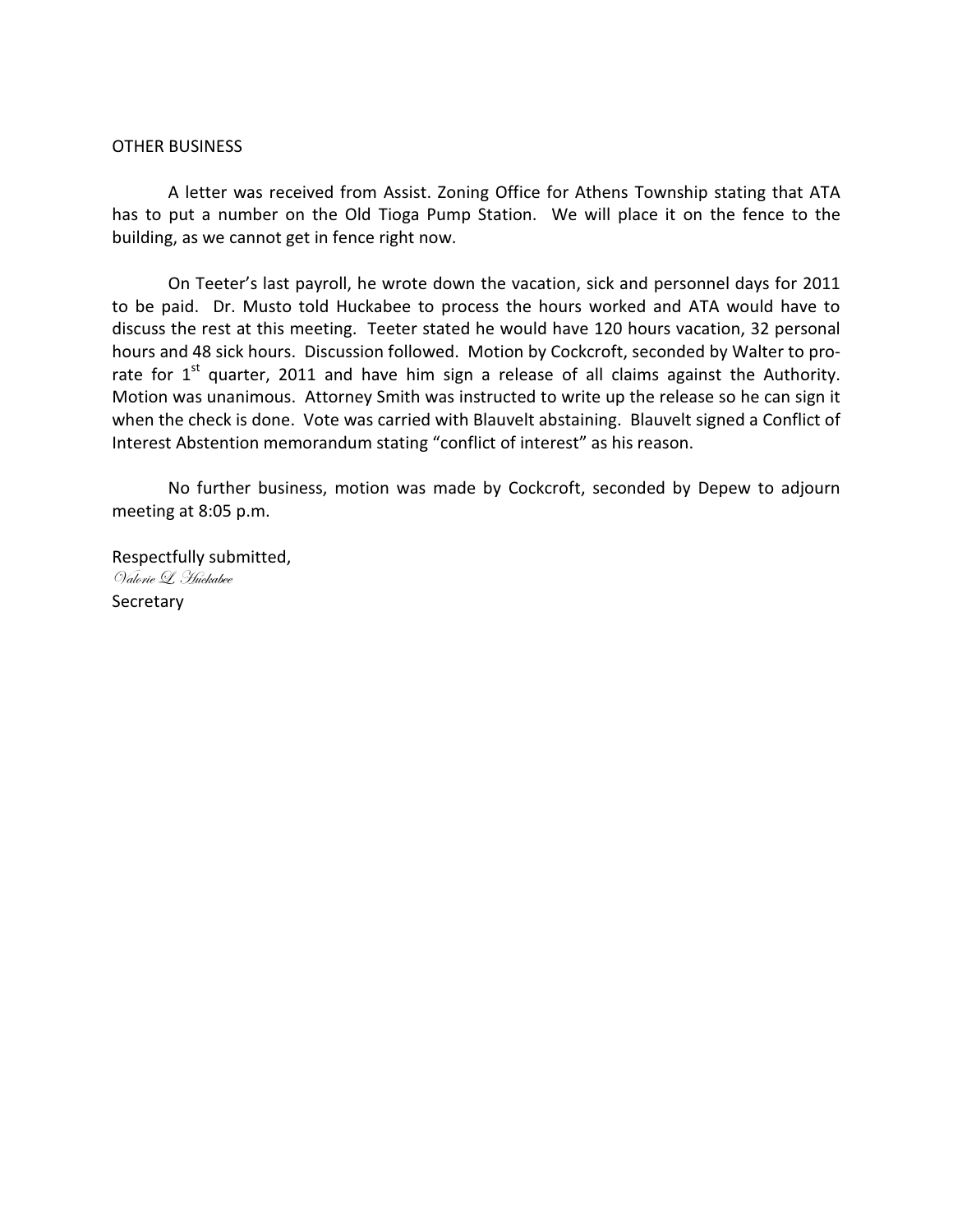OTHER BUSINESS

A letter was received from Assist. Zoning Office for Athens Township stating that ATA has to put a number on the Old Tioga Pump Station. We will place it on the fence to the building, as we cannot get in fence right now.

On Teeter's last payroll, he wrote down the vacation, sick and personnel days for 2011 to be paid. Dr. Musto told Huckabee to process the hours worked and ATA would have to discuss the rest at this meeting. Teeter stated he would have 120 hours vacation, 32 personal hours and 48 sick hours. Discussion followed. Motion by Cockcroft, seconded by Walter to pro-rate for 1st quarter, 2011 and have him sign a release of all claims against the Authority. Motion was unanimous. Attorney Smith was instructed to write up the release so he can sign it when the check is done. Vote was carried with Blauvelt abstaining. Blauvelt signed a Conflict of Interest Abstention memorandum stating "conflict of interest" as his reason.

No further business, motion was made by Cockcroft, seconded by Depew to adjourn meeting at 8:05 p.m.

Respectfully submitted,
*Valorie L. Huckabee*
Secretary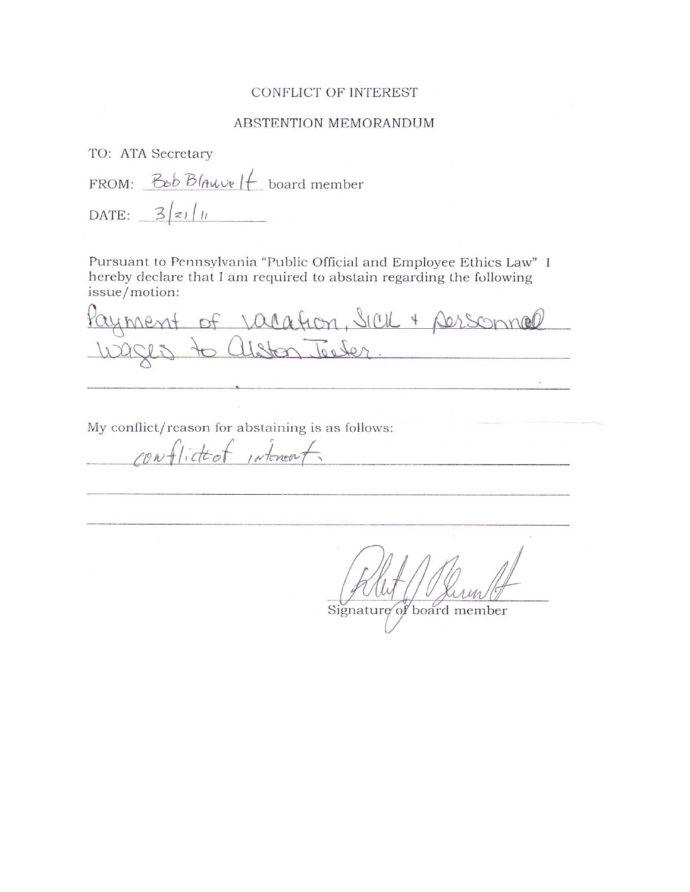CONFLICT OF INTEREST

ABSTENTION MEMORANDUM

TO: ATA Secretary

FROM: Bob Blauvelt board member

DATE: 3/21/11

Pursuant to Pennsylvania "Public Official and Employee Ethics Law" I hereby declare that I am required to abstain regarding the following issue/motion:

Payment of vacation, sick + personnel wages to Alston Teeter.

My conflict/reason for abstaining is as follows:

conflict of interest.

Signature of board member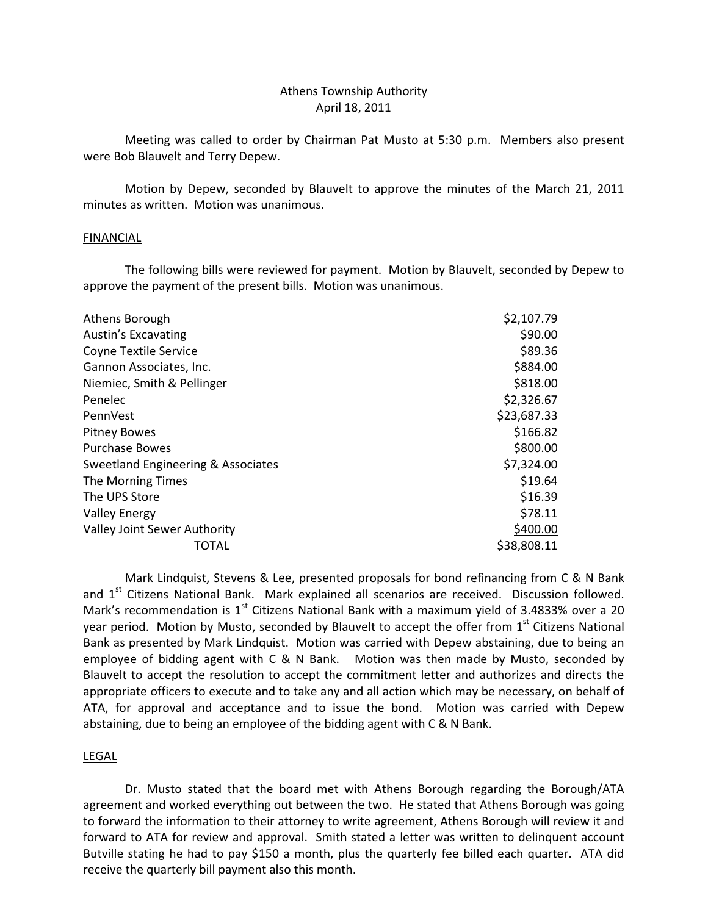Athens Township Authority
April 18, 2011

Meeting was called to order by Chairman Pat Musto at 5:30 p.m. Members also present were Bob Blauvelt and Terry Depew.

Motion by Depew, seconded by Blauvelt to approve the minutes of the March 21, 2011 minutes as written. Motion was unanimous.

FINANCIAL

The following bills were reviewed for payment. Motion by Blauvelt, seconded by Depew to approve the payment of the present bills. Motion was unanimous.

| | |
|---|---|
| Athens Borough | $2,107.79 |
| Austin's Excavating | $90.00 |
| Coyne Textile Service | $89.36 |
| Gannon Associates, Inc. | $884.00 |
| Niemiec, Smith & Pellinger | $818.00 |
| Penelec | $2,326.67 |
| PennVest | $23,687.33 |
| Pitney Bowes | $166.82 |
| Purchase Bowes | $800.00 |
| Sweetland Engineering & Associates | $7,324.00 |
| The Morning Times | $19.64 |
| The UPS Store | $16.39 |
| Valley Energy | $78.11 |
| Valley Joint Sewer Authority | $400.00 |
| TOTAL | $38,808.11 |

Mark Lindquist, Stevens & Lee, presented proposals for bond refinancing from C & N Bank and 1st Citizens National Bank. Mark explained all scenarios are received. Discussion followed. Mark's recommendation is 1st Citizens National Bank with a maximum yield of 3.4833% over a 20 year period. Motion by Musto, seconded by Blauvelt to accept the offer from 1st Citizens National Bank as presented by Mark Lindquist. Motion was carried with Depew abstaining, due to being an employee of bidding agent with C & N Bank. Motion was then made by Musto, seconded by Blauvelt to accept the resolution to accept the commitment letter and authorizes and directs the appropriate officers to execute and to take any and all action which may be necessary, on behalf of ATA, for approval and acceptance and to issue the bond. Motion was carried with Depew abstaining, due to being an employee of the bidding agent with C & N Bank.

LEGAL

Dr. Musto stated that the board met with Athens Borough regarding the Borough/ATA agreement and worked everything out between the two. He stated that Athens Borough was going to forward the information to their attorney to write agreement, Athens Borough will review it and forward to ATA for review and approval. Smith stated a letter was written to delinquent account Butville stating he had to pay $150 a month, plus the quarterly fee billed each quarter. ATA did receive the quarterly bill payment also this month.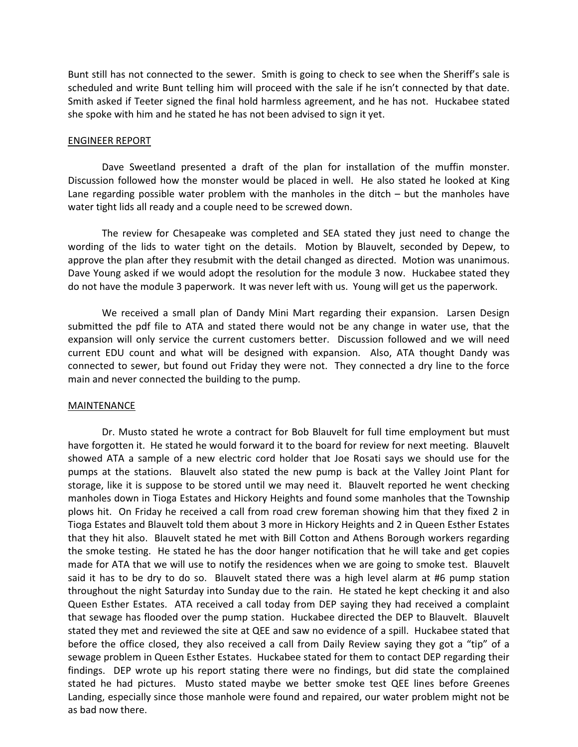Bunt still has not connected to the sewer. Smith is going to check to see when the Sheriff's sale is scheduled and write Bunt telling him will proceed with the sale if he isn't connected by that date. Smith asked if Teeter signed the final hold harmless agreement, and he has not. Huckabee stated she spoke with him and he stated he has not been advised to sign it yet.

ENGINEER REPORT

Dave Sweetland presented a draft of the plan for installation of the muffin monster. Discussion followed how the monster would be placed in well. He also stated he looked at King Lane regarding possible water problem with the manholes in the ditch – but the manholes have water tight lids all ready and a couple need to be screwed down.

The review for Chesapeake was completed and SEA stated they just need to change the wording of the lids to water tight on the details. Motion by Blauvelt, seconded by Depew, to approve the plan after they resubmit with the detail changed as directed. Motion was unanimous. Dave Young asked if we would adopt the resolution for the module 3 now. Huckabee stated they do not have the module 3 paperwork. It was never left with us. Young will get us the paperwork.

We received a small plan of Dandy Mini Mart regarding their expansion. Larsen Design submitted the pdf file to ATA and stated there would not be any change in water use, that the expansion will only service the current customers better. Discussion followed and we will need current EDU count and what will be designed with expansion. Also, ATA thought Dandy was connected to sewer, but found out Friday they were not. They connected a dry line to the force main and never connected the building to the pump.

MAINTENANCE

Dr. Musto stated he wrote a contract for Bob Blauvelt for full time employment but must have forgotten it. He stated he would forward it to the board for review for next meeting. Blauvelt showed ATA a sample of a new electric cord holder that Joe Rosati says we should use for the pumps at the stations. Blauvelt also stated the new pump is back at the Valley Joint Plant for storage, like it is suppose to be stored until we may need it. Blauvelt reported he went checking manholes down in Tioga Estates and Hickory Heights and found some manholes that the Township plows hit. On Friday he received a call from road crew foreman showing him that they fixed 2 in Tioga Estates and Blauvelt told them about 3 more in Hickory Heights and 2 in Queen Esther Estates that they hit also. Blauvelt stated he met with Bill Cotton and Athens Borough workers regarding the smoke testing. He stated he has the door hanger notification that he will take and get copies made for ATA that we will use to notify the residences when we are going to smoke test. Blauvelt said it has to be dry to do so. Blauvelt stated there was a high level alarm at #6 pump station throughout the night Saturday into Sunday due to the rain. He stated he kept checking it and also Queen Esther Estates. ATA received a call today from DEP saying they had received a complaint that sewage has flooded over the pump station. Huckabee directed the DEP to Blauvelt. Blauvelt stated they met and reviewed the site at QEE and saw no evidence of a spill. Huckabee stated that before the office closed, they also received a call from Daily Review saying they got a "tip" of a sewage problem in Queen Esther Estates. Huckabee stated for them to contact DEP regarding their findings. DEP wrote up his report stating there were no findings, but did state the complained stated he had pictures. Musto stated maybe we better smoke test QEE lines before Greenes Landing, especially since those manhole were found and repaired, our water problem might not be as bad now there.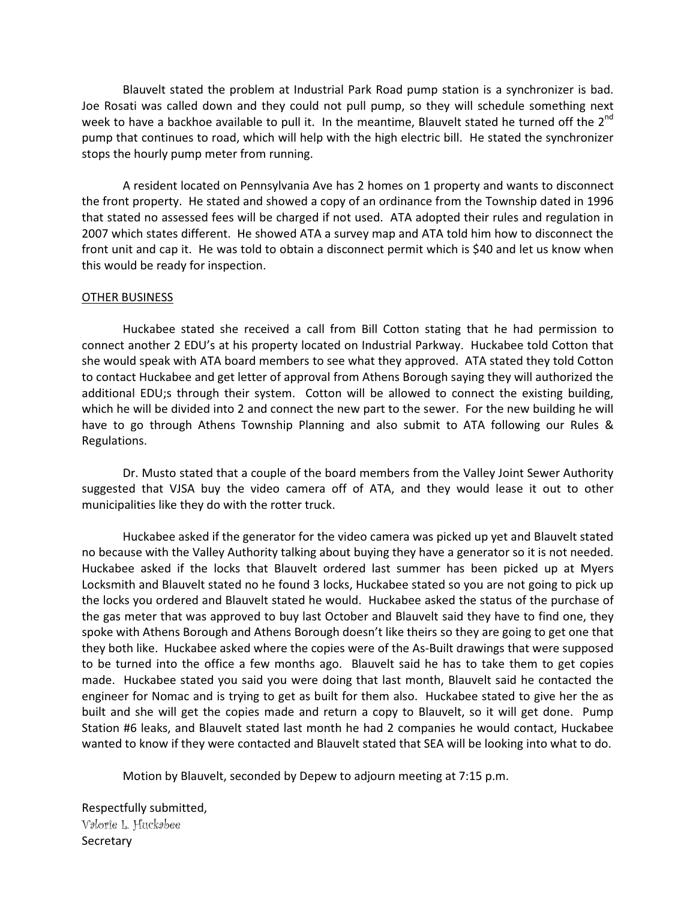Blauvelt stated the problem at Industrial Park Road pump station is a synchronizer is bad. Joe Rosati was called down and they could not pull pump, so they will schedule something next week to have a backhoe available to pull it. In the meantime, Blauvelt stated he turned off the 2nd pump that continues to road, which will help with the high electric bill. He stated the synchronizer stops the hourly pump meter from running.

A resident located on Pennsylvania Ave has 2 homes on 1 property and wants to disconnect the front property. He stated and showed a copy of an ordinance from the Township dated in 1996 that stated no assessed fees will be charged if not used. ATA adopted their rules and regulation in 2007 which states different. He showed ATA a survey map and ATA told him how to disconnect the front unit and cap it. He was told to obtain a disconnect permit which is $40 and let us know when this would be ready for inspection.

<u>OTHER BUSINESS</u>

Huckabee stated she received a call from Bill Cotton stating that he had permission to connect another 2 EDU's at his property located on Industrial Parkway. Huckabee told Cotton that she would speak with ATA board members to see what they approved. ATA stated they told Cotton to contact Huckabee and get letter of approval from Athens Borough saying they will authorized the additional EDU;s through their system. Cotton will be allowed to connect the existing building, which he will be divided into 2 and connect the new part to the sewer. For the new building he will have to go through Athens Township Planning and also submit to ATA following our Rules & Regulations.

Dr. Musto stated that a couple of the board members from the Valley Joint Sewer Authority suggested that VJSA buy the video camera off of ATA, and they would lease it out to other municipalities like they do with the rotter truck.

Huckabee asked if the generator for the video camera was picked up yet and Blauvelt stated no because with the Valley Authority talking about buying they have a generator so it is not needed. Huckabee asked if the locks that Blauvelt ordered last summer has been picked up at Myers Locksmith and Blauvelt stated no he found 3 locks, Huckabee stated so you are not going to pick up the locks you ordered and Blauvelt stated he would. Huckabee asked the status of the purchase of the gas meter that was approved to buy last October and Blauvelt said they have to find one, they spoke with Athens Borough and Athens Borough doesn't like theirs so they are going to get one that they both like. Huckabee asked where the copies were of the As-Built drawings that were supposed to be turned into the office a few months ago. Blauvelt said he has to take them to get copies made. Huckabee stated you said you were doing that last month, Blauvelt said he contacted the engineer for Nomac and is trying to get as built for them also. Huckabee stated to give her the as built and she will get the copies made and return a copy to Blauvelt, so it will get done. Pump Station #6 leaks, and Blauvelt stated last month he had 2 companies he would contact, Huckabee wanted to know if they were contacted and Blauvelt stated that SEA will be looking into what to do.

Motion by Blauvelt, seconded by Depew to adjourn meeting at 7:15 p.m.

Respectfully submitted,
Valorie L. Huckabee
Secretary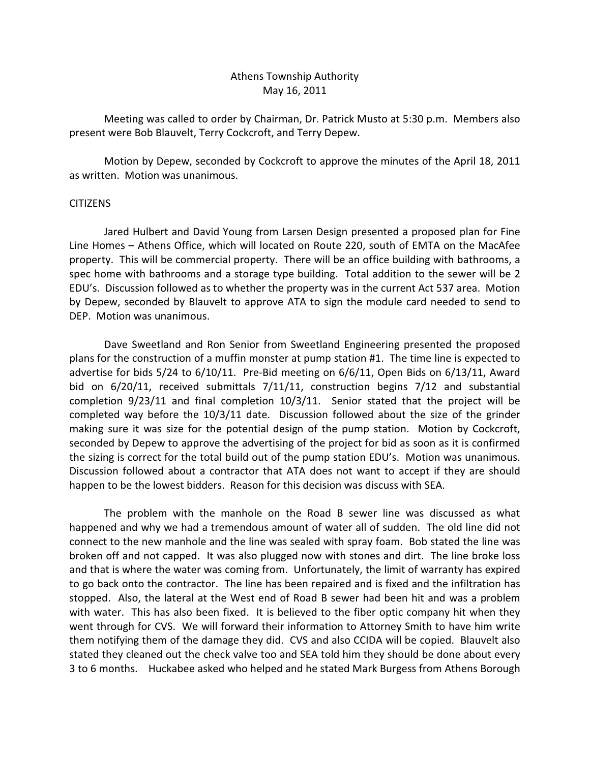Athens Township Authority
May 16, 2011

Meeting was called to order by Chairman, Dr. Patrick Musto at 5:30 p.m. Members also present were Bob Blauvelt, Terry Cockcroft, and Terry Depew.

Motion by Depew, seconded by Cockcroft to approve the minutes of the April 18, 2011 as written. Motion was unanimous.

CITIZENS

Jared Hulbert and David Young from Larsen Design presented a proposed plan for Fine Line Homes – Athens Office, which will located on Route 220, south of EMTA on the MacAfee property. This will be commercial property. There will be an office building with bathrooms, a spec home with bathrooms and a storage type building. Total addition to the sewer will be 2 EDU's. Discussion followed as to whether the property was in the current Act 537 area. Motion by Depew, seconded by Blauvelt to approve ATA to sign the module card needed to send to DEP. Motion was unanimous.

Dave Sweetland and Ron Senior from Sweetland Engineering presented the proposed plans for the construction of a muffin monster at pump station #1. The time line is expected to advertise for bids 5/24 to 6/10/11. Pre-Bid meeting on 6/6/11, Open Bids on 6/13/11, Award bid on 6/20/11, received submittals 7/11/11, construction begins 7/12 and substantial completion 9/23/11 and final completion 10/3/11. Senior stated that the project will be completed way before the 10/3/11 date. Discussion followed about the size of the grinder making sure it was size for the potential design of the pump station. Motion by Cockcroft, seconded by Depew to approve the advertising of the project for bid as soon as it is confirmed the sizing is correct for the total build out of the pump station EDU's. Motion was unanimous. Discussion followed about a contractor that ATA does not want to accept if they are should happen to be the lowest bidders. Reason for this decision was discuss with SEA.

The problem with the manhole on the Road B sewer line was discussed as what happened and why we had a tremendous amount of water all of sudden. The old line did not connect to the new manhole and the line was sealed with spray foam. Bob stated the line was broken off and not capped. It was also plugged now with stones and dirt. The line broke loss and that is where the water was coming from. Unfortunately, the limit of warranty has expired to go back onto the contractor. The line has been repaired and is fixed and the infiltration has stopped. Also, the lateral at the West end of Road B sewer had been hit and was a problem with water. This has also been fixed. It is believed to the fiber optic company hit when they went through for CVS. We will forward their information to Attorney Smith to have him write them notifying them of the damage they did. CVS and also CCIDA will be copied. Blauvelt also stated they cleaned out the check valve too and SEA told him they should be done about every 3 to 6 months. Huckabee asked who helped and he stated Mark Burgess from Athens Borough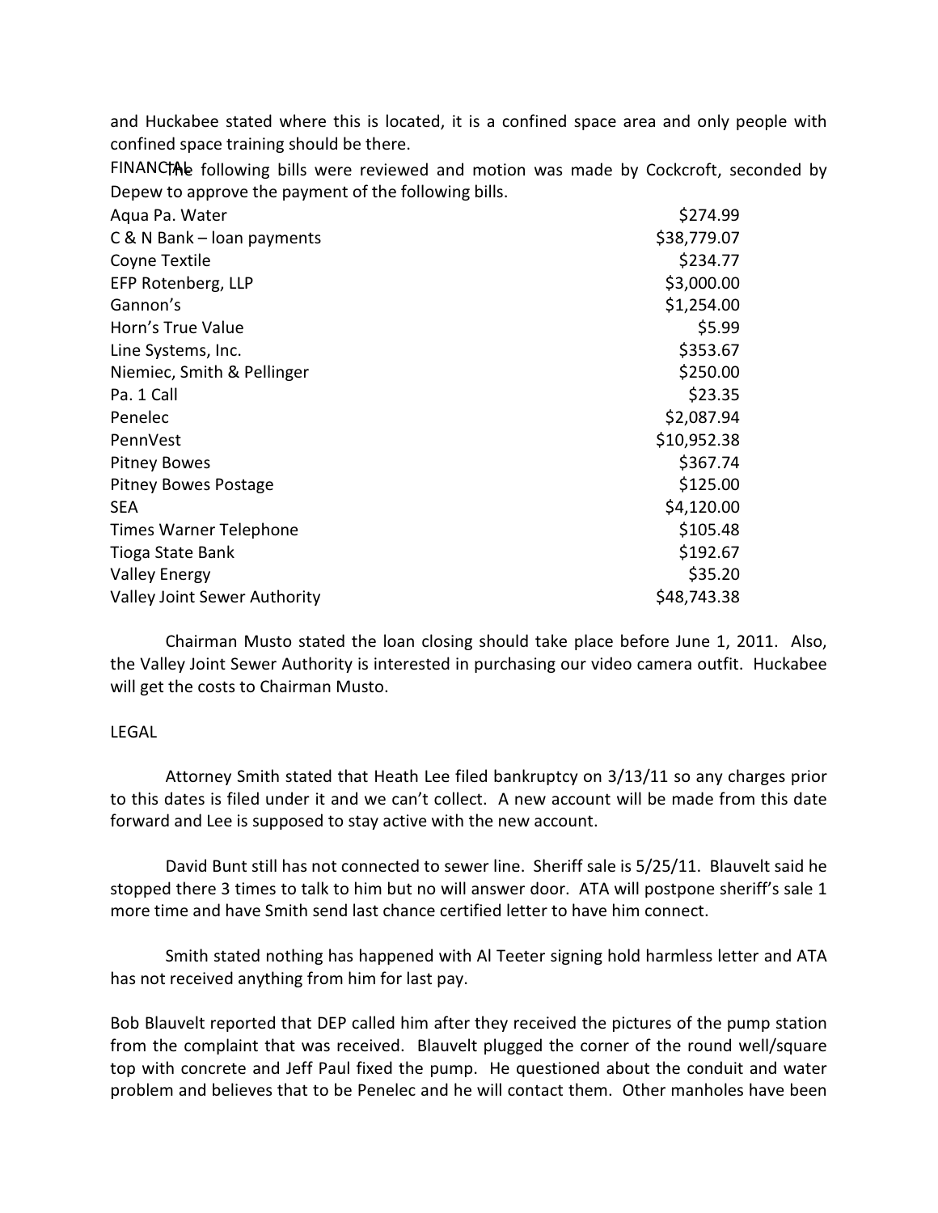and Huckabee stated where this is located, it is a confined space area and only people with confined space training should be there.

FINANCIAL The following bills were reviewed and motion was made by Cockcroft, seconded by Depew to approve the payment of the following bills.

| | |
|---|---|
| Aqua Pa. Water | $274.99 |
| C & N Bank – loan payments | $38,779.07 |
| Coyne Textile | $234.77 |
| EFP Rotenberg, LLP | $3,000.00 |
| Gannon's | $1,254.00 |
| Horn's True Value | $5.99 |
| Line Systems, Inc. | $353.67 |
| Niemiec, Smith & Pellinger | $250.00 |
| Pa. 1 Call | $23.35 |
| Penelec | $2,087.94 |
| PennVest | $10,952.38 |
| Pitney Bowes | $367.74 |
| Pitney Bowes Postage | $125.00 |
| SEA | $4,120.00 |
| Times Warner Telephone | $105.48 |
| Tioga State Bank | $192.67 |
| Valley Energy | $35.20 |
| Valley Joint Sewer Authority | $48,743.38 |

Chairman Musto stated the loan closing should take place before June 1, 2011. Also, the Valley Joint Sewer Authority is interested in purchasing our video camera outfit. Huckabee will get the costs to Chairman Musto.

LEGAL

Attorney Smith stated that Heath Lee filed bankruptcy on 3/13/11 so any charges prior to this dates is filed under it and we can't collect. A new account will be made from this date forward and Lee is supposed to stay active with the new account.

David Bunt still has not connected to sewer line. Sheriff sale is 5/25/11. Blauvelt said he stopped there 3 times to talk to him but no will answer door. ATA will postpone sheriff's sale 1 more time and have Smith send last chance certified letter to have him connect.

Smith stated nothing has happened with Al Teeter signing hold harmless letter and ATA has not received anything from him for last pay.

Bob Blauvelt reported that DEP called him after they received the pictures of the pump station from the complaint that was received. Blauvelt plugged the corner of the round well/square top with concrete and Jeff Paul fixed the pump. He questioned about the conduit and water problem and believes that to be Penelec and he will contact them. Other manholes have been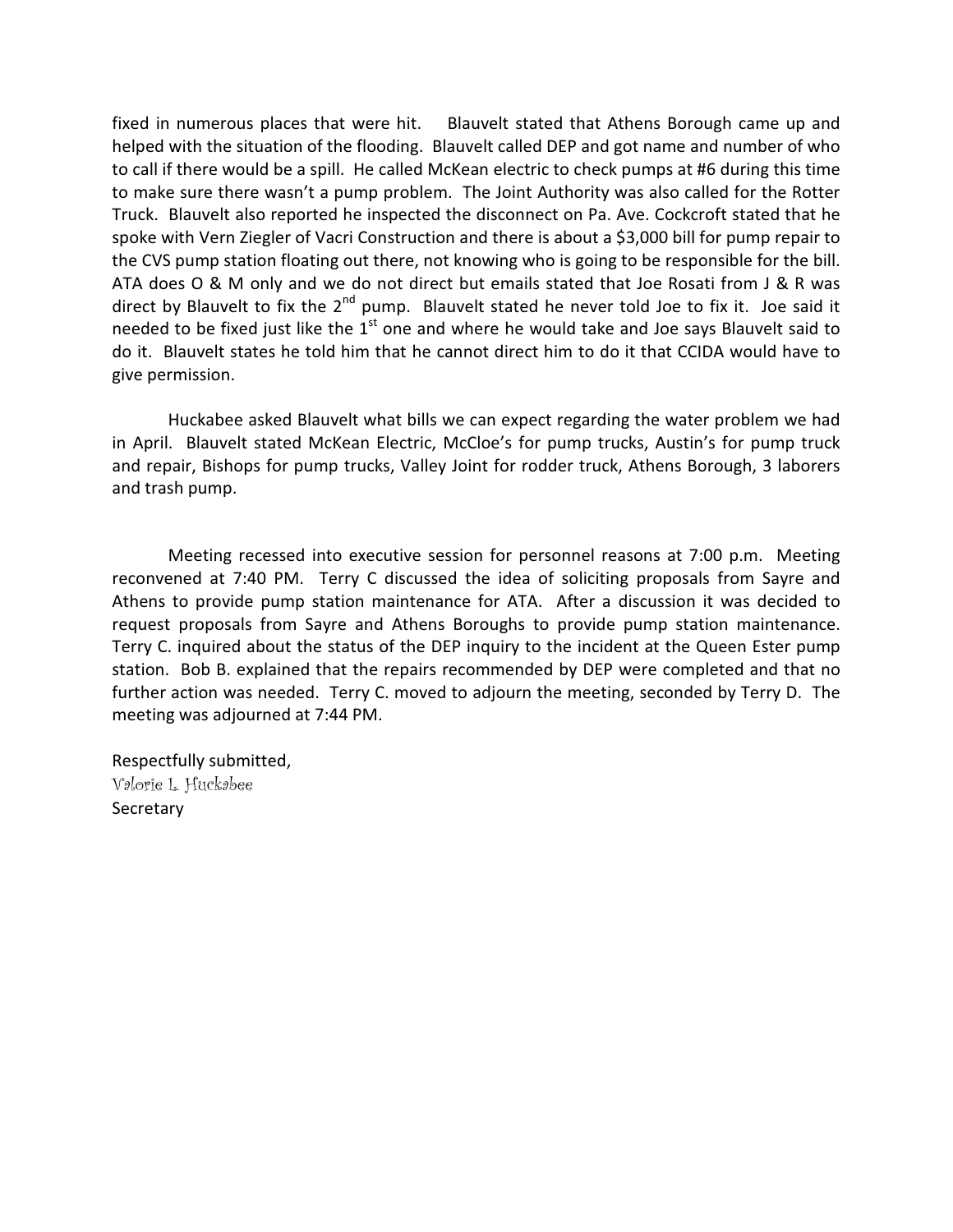fixed in numerous places that were hit. Blauvelt stated that Athens Borough came up and helped with the situation of the flooding. Blauvelt called DEP and got name and number of who to call if there would be a spill. He called McKean electric to check pumps at #6 during this time to make sure there wasn't a pump problem. The Joint Authority was also called for the Rotter Truck. Blauvelt also reported he inspected the disconnect on Pa. Ave. Cockcroft stated that he spoke with Vern Ziegler of Vacri Construction and there is about a $3,000 bill for pump repair to the CVS pump station floating out there, not knowing who is going to be responsible for the bill. ATA does O & M only and we do not direct but emails stated that Joe Rosati from J & R was direct by Blauvelt to fix the 2nd pump. Blauvelt stated he never told Joe to fix it. Joe said it needed to be fixed just like the 1st one and where he would take and Joe says Blauvelt said to do it. Blauvelt states he told him that he cannot direct him to do it that CCIDA would have to give permission.

Huckabee asked Blauvelt what bills we can expect regarding the water problem we had in April. Blauvelt stated McKean Electric, McCloe's for pump trucks, Austin's for pump truck and repair, Bishops for pump trucks, Valley Joint for rodder truck, Athens Borough, 3 laborers and trash pump.

Meeting recessed into executive session for personnel reasons at 7:00 p.m. Meeting reconvened at 7:40 PM. Terry C discussed the idea of soliciting proposals from Sayre and Athens to provide pump station maintenance for ATA. After a discussion it was decided to request proposals from Sayre and Athens Boroughs to provide pump station maintenance. Terry C. inquired about the status of the DEP inquiry to the incident at the Queen Ester pump station. Bob B. explained that the repairs recommended by DEP were completed and that no further action was needed. Terry C. moved to adjourn the meeting, seconded by Terry D. The meeting was adjourned at 7:44 PM.

Respectfully submitted,
Valorie L. Huckabee
Secretary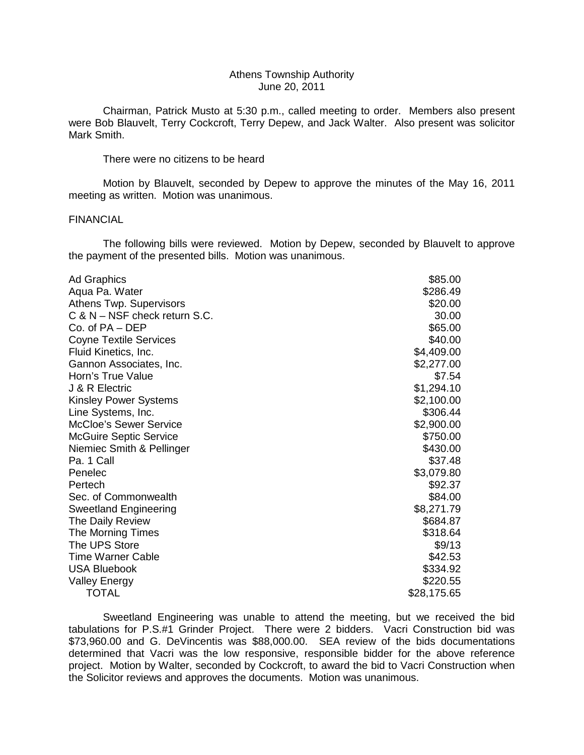Athens Township Authority
June 20, 2011

Chairman, Patrick Musto at 5:30 p.m., called meeting to order. Members also present were Bob Blauvelt, Terry Cockcroft, Terry Depew, and Jack Walter. Also present was solicitor Mark Smith.

There were no citizens to be heard

Motion by Blauvelt, seconded by Depew to approve the minutes of the May 16, 2011 meeting as written. Motion was unanimous.

FINANCIAL

The following bills were reviewed. Motion by Depew, seconded by Blauvelt to approve the payment of the presented bills. Motion was unanimous.

| | |
|---|---|
| Ad Graphics | $85.00 |
| Aqua Pa. Water | $286.49 |
| Athens Twp. Supervisors | $20.00 |
| C & N – NSF check return S.C. | 30.00 |
| Co. of PA – DEP | $65.00 |
| Coyne Textile Services | $40.00 |
| Fluid Kinetics, Inc. | $4,409.00 |
| Gannon Associates, Inc. | $2,277.00 |
| Horn's True Value | $7.54 |
| J & R Electric | $1,294.10 |
| Kinsley Power Systems | $2,100.00 |
| Line Systems, Inc. | $306.44 |
| McCloe's Sewer Service | $2,900.00 |
| McGuire Septic Service | $750.00 |
| Niemiec Smith & Pellinger | $430.00 |
| Pa. 1 Call | $37.48 |
| Penelec | $3,079.80 |
| Pertech | $92.37 |
| Sec. of Commonwealth | $84.00 |
| Sweetland Engineering | $8,271.79 |
| The Daily Review | $684.87 |
| The Morning Times | $318.64 |
| The UPS Store | $9/13 |
| Time Warner Cable | $42.53 |
| USA Bluebook | $334.92 |
| Valley Energy | $220.55 |
| TOTAL | $28,175.65 |

Sweetland Engineering was unable to attend the meeting, but we received the bid tabulations for P.S.#1 Grinder Project. There were 2 bidders. Vacri Construction bid was $73,960.00 and G. DeVincentis was $88,000.00. SEA review of the bids documentations determined that Vacri was the low responsive, responsible bidder for the above reference project. Motion by Walter, seconded by Cockcroft, to award the bid to Vacri Construction when the Solicitor reviews and approves the documents. Motion was unanimous.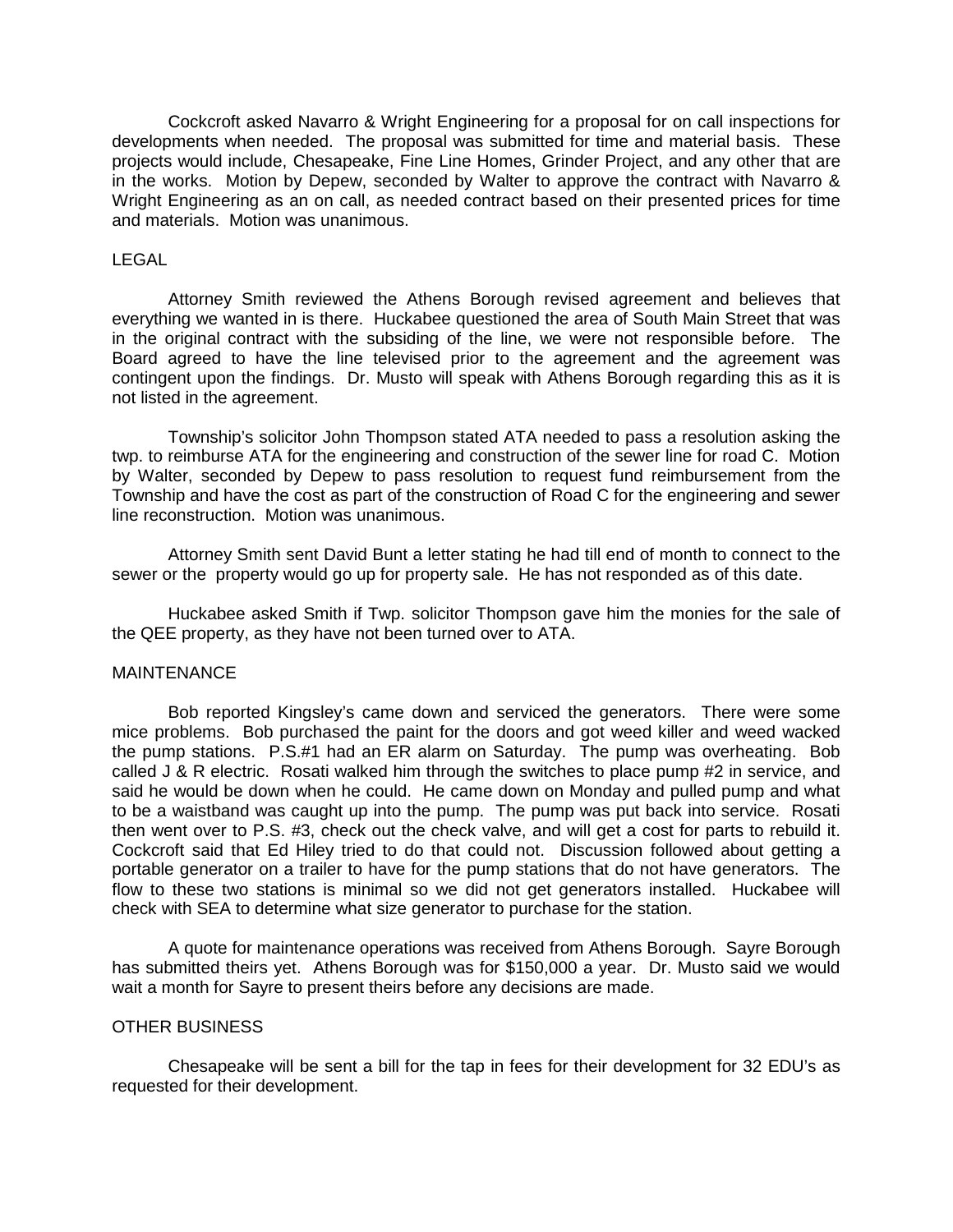Cockcroft asked Navarro & Wright Engineering for a proposal for on call inspections for developments when needed. The proposal was submitted for time and material basis. These projects would include, Chesapeake, Fine Line Homes, Grinder Project, and any other that are in the works. Motion by Depew, seconded by Walter to approve the contract with Navarro & Wright Engineering as an on call, as needed contract based on their presented prices for time and materials. Motion was unanimous.

LEGAL

Attorney Smith reviewed the Athens Borough revised agreement and believes that everything we wanted in is there. Huckabee questioned the area of South Main Street that was in the original contract with the subsiding of the line, we were not responsible before. The Board agreed to have the line televised prior to the agreement and the agreement was contingent upon the findings. Dr. Musto will speak with Athens Borough regarding this as it is not listed in the agreement.

Township's solicitor John Thompson stated ATA needed to pass a resolution asking the twp. to reimburse ATA for the engineering and construction of the sewer line for road C. Motion by Walter, seconded by Depew to pass resolution to request fund reimbursement from the Township and have the cost as part of the construction of Road C for the engineering and sewer line reconstruction. Motion was unanimous.

Attorney Smith sent David Bunt a letter stating he had till end of month to connect to the sewer or the property would go up for property sale. He has not responded as of this date.

Huckabee asked Smith if Twp. solicitor Thompson gave him the monies for the sale of the QEE property, as they have not been turned over to ATA.

MAINTENANCE

Bob reported Kingsley's came down and serviced the generators. There were some mice problems. Bob purchased the paint for the doors and got weed killer and weed wacked the pump stations. P.S.#1 had an ER alarm on Saturday. The pump was overheating. Bob called J & R electric. Rosati walked him through the switches to place pump #2 in service, and said he would be down when he could. He came down on Monday and pulled pump and what to be a waistband was caught up into the pump. The pump was put back into service. Rosati then went over to P.S. #3, check out the check valve, and will get a cost for parts to rebuild it. Cockcroft said that Ed Hiley tried to do that could not. Discussion followed about getting a portable generator on a trailer to have for the pump stations that do not have generators. The flow to these two stations is minimal so we did not get generators installed. Huckabee will check with SEA to determine what size generator to purchase for the station.

A quote for maintenance operations was received from Athens Borough. Sayre Borough has submitted theirs yet. Athens Borough was for $150,000 a year. Dr. Musto said we would wait a month for Sayre to present theirs before any decisions are made.

OTHER BUSINESS

Chesapeake will be sent a bill for the tap in fees for their development for 32 EDU's as requested for their development.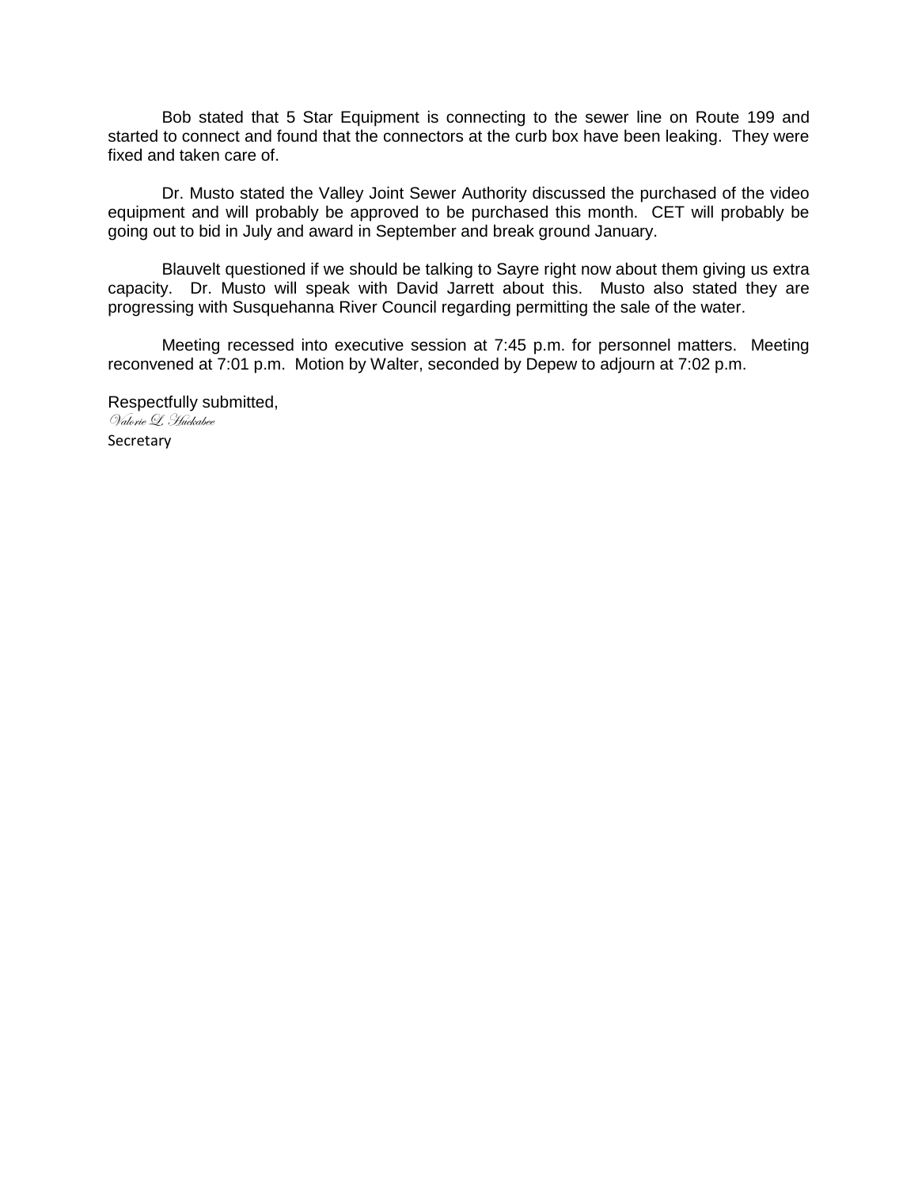Bob stated that 5 Star Equipment is connecting to the sewer line on Route 199 and started to connect and found that the connectors at the curb box have been leaking. They were fixed and taken care of.

Dr. Musto stated the Valley Joint Sewer Authority discussed the purchased of the video equipment and will probably be approved to be purchased this month. CET will probably be going out to bid in July and award in September and break ground January.

Blauvelt questioned if we should be talking to Sayre right now about them giving us extra capacity. Dr. Musto will speak with David Jarrett about this. Musto also stated they are progressing with Susquehanna River Council regarding permitting the sale of the water.

Meeting recessed into executive session at 7:45 p.m. for personnel matters. Meeting reconvened at 7:01 p.m. Motion by Walter, seconded by Depew to adjourn at 7:02 p.m.

Respectfully submitted,
*Valorie L. Huckabee*
Secretary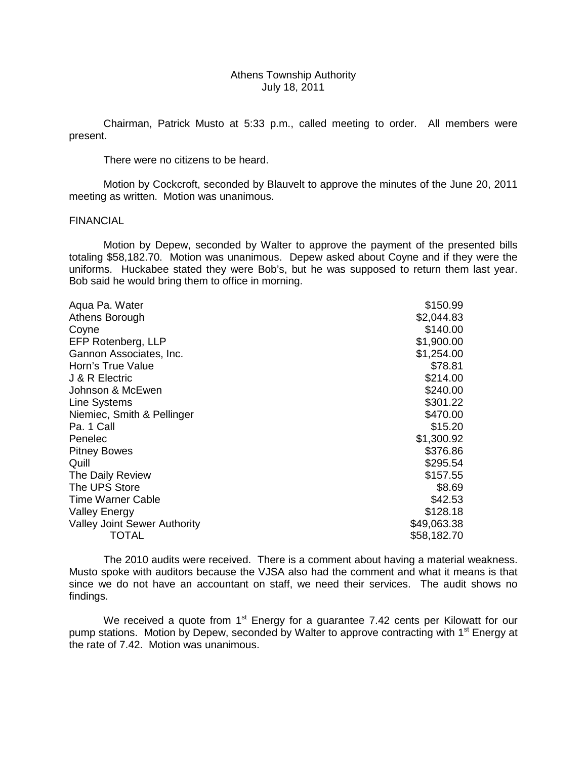Athens Township Authority
July 18, 2011

Chairman, Patrick Musto at 5:33 p.m., called meeting to order. All members were present.

There were no citizens to be heard.

Motion by Cockcroft, seconded by Blauvelt to approve the minutes of the June 20, 2011 meeting as written. Motion was unanimous.

FINANCIAL

Motion by Depew, seconded by Walter to approve the payment of the presented bills totaling $58,182.70. Motion was unanimous. Depew asked about Coyne and if they were the uniforms. Huckabee stated they were Bob's, but he was supposed to return them last year. Bob said he would bring them to office in morning.

| | |
|---|---|
| Aqua Pa. Water | $150.99 |
| Athens Borough | $2,044.83 |
| Coyne | $140.00 |
| EFP Rotenberg, LLP | $1,900.00 |
| Gannon Associates, Inc. | $1,254.00 |
| Horn's True Value | $78.81 |
| J & R Electric | $214.00 |
| Johnson & McEwen | $240.00 |
| Line Systems | $301.22 |
| Niemiec, Smith & Pellinger | $470.00 |
| Pa. 1 Call | $15.20 |
| Penelec | $1,300.92 |
| Pitney Bowes | $376.86 |
| Quill | $295.54 |
| The Daily Review | $157.55 |
| The UPS Store | $8.69 |
| Time Warner Cable | $42.53 |
| Valley Energy | $128.18 |
| Valley Joint Sewer Authority | $49,063.38 |
| TOTAL | $58,182.70 |

The 2010 audits were received. There is a comment about having a material weakness. Musto spoke with auditors because the VJSA also had the comment and what it means is that since we do not have an accountant on staff, we need their services. The audit shows no findings.

We received a quote from 1st Energy for a guarantee 7.42 cents per Kilowatt for our pump stations. Motion by Depew, seconded by Walter to approve contracting with 1st Energy at the rate of 7.42. Motion was unanimous.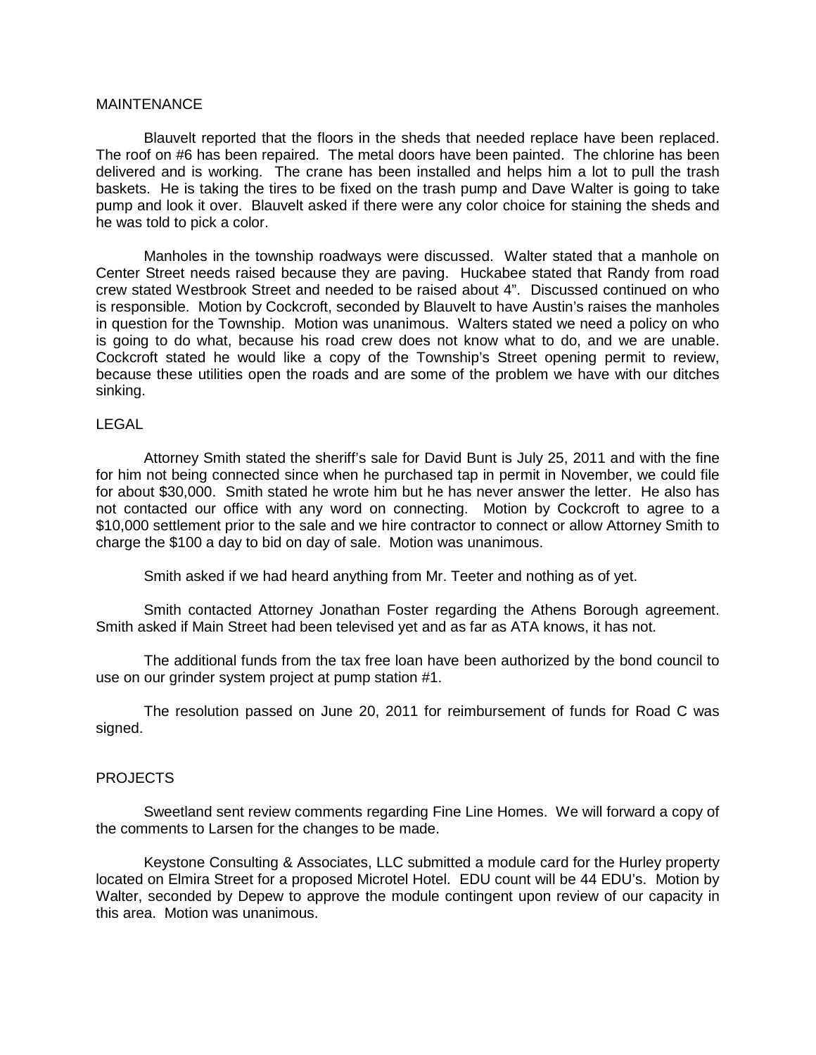MAINTENANCE

Blauvelt reported that the floors in the sheds that needed replace have been replaced. The roof on #6 has been repaired. The metal doors have been painted. The chlorine has been delivered and is working. The crane has been installed and helps him a lot to pull the trash baskets. He is taking the tires to be fixed on the trash pump and Dave Walter is going to take pump and look it over. Blauvelt asked if there were any color choice for staining the sheds and he was told to pick a color.

Manholes in the township roadways were discussed. Walter stated that a manhole on Center Street needs raised because they are paving. Huckabee stated that Randy from road crew stated Westbrook Street and needed to be raised about 4". Discussed continued on who is responsible. Motion by Cockcroft, seconded by Blauvelt to have Austin's raises the manholes in question for the Township. Motion was unanimous. Walters stated we need a policy on who is going to do what, because his road crew does not know what to do, and we are unable. Cockcroft stated he would like a copy of the Township's Street opening permit to review, because these utilities open the roads and are some of the problem we have with our ditches sinking.

LEGAL

Attorney Smith stated the sheriff's sale for David Bunt is July 25, 2011 and with the fine for him not being connected since when he purchased tap in permit in November, we could file for about $30,000. Smith stated he wrote him but he has never answer the letter. He also has not contacted our office with any word on connecting. Motion by Cockcroft to agree to a $10,000 settlement prior to the sale and we hire contractor to connect or allow Attorney Smith to charge the $100 a day to bid on day of sale. Motion was unanimous.

Smith asked if we had heard anything from Mr. Teeter and nothing as of yet.

Smith contacted Attorney Jonathan Foster regarding the Athens Borough agreement. Smith asked if Main Street had been televised yet and as far as ATA knows, it has not.

The additional funds from the tax free loan have been authorized by the bond council to use on our grinder system project at pump station #1.

The resolution passed on June 20, 2011 for reimbursement of funds for Road C was signed.

PROJECTS

Sweetland sent review comments regarding Fine Line Homes. We will forward a copy of the comments to Larsen for the changes to be made.

Keystone Consulting & Associates, LLC submitted a module card for the Hurley property located on Elmira Street for a proposed Microtel Hotel. EDU count will be 44 EDU's. Motion by Walter, seconded by Depew to approve the module contingent upon review of our capacity in this area. Motion was unanimous.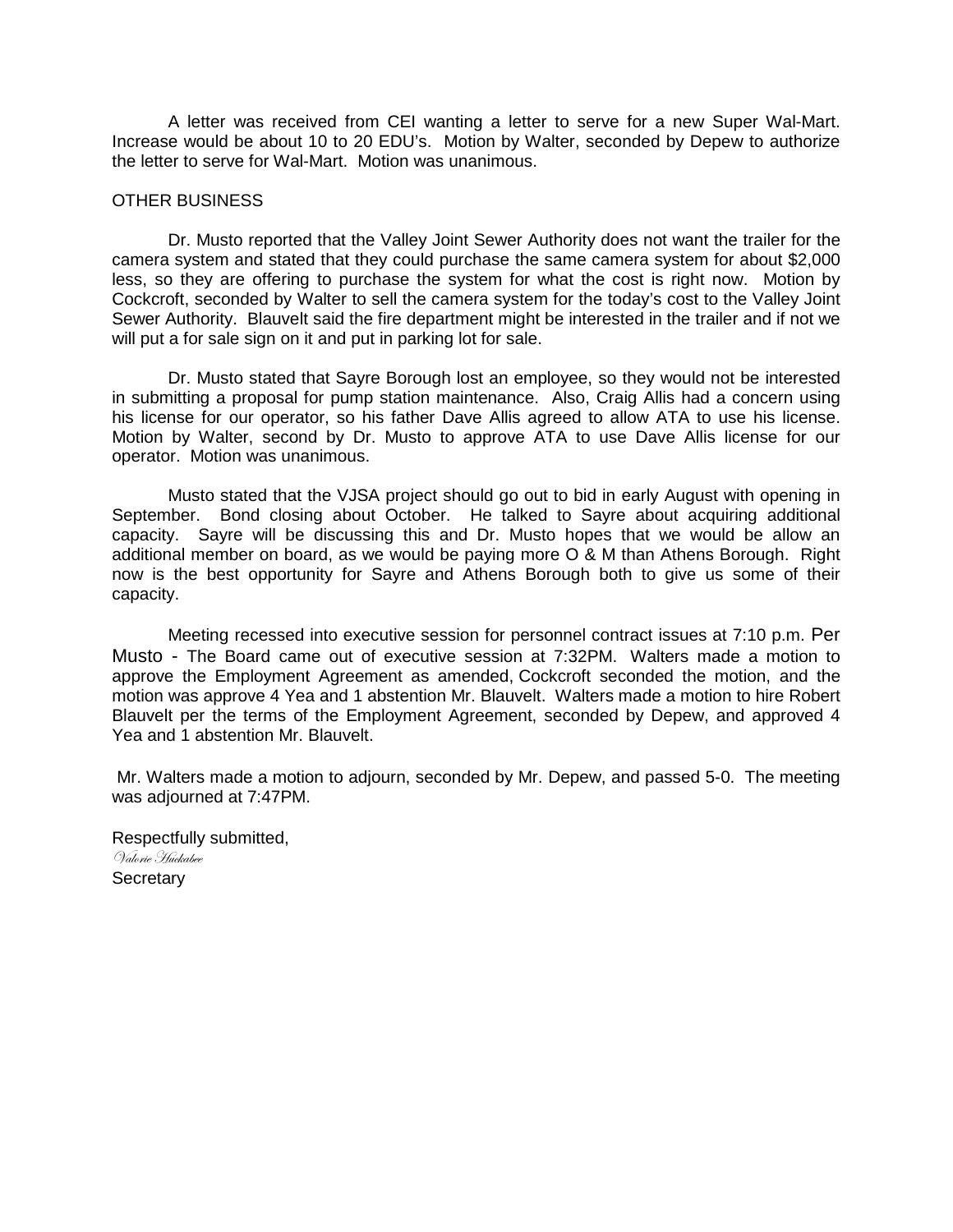A letter was received from CEI wanting a letter to serve for a new Super Wal-Mart. Increase would be about 10 to 20 EDU's. Motion by Walter, seconded by Depew to authorize the letter to serve for Wal-Mart. Motion was unanimous.

OTHER BUSINESS

Dr. Musto reported that the Valley Joint Sewer Authority does not want the trailer for the camera system and stated that they could purchase the same camera system for about $2,000 less, so they are offering to purchase the system for what the cost is right now. Motion by Cockcroft, seconded by Walter to sell the camera system for the today's cost to the Valley Joint Sewer Authority. Blauvelt said the fire department might be interested in the trailer and if not we will put a for sale sign on it and put in parking lot for sale.

Dr. Musto stated that Sayre Borough lost an employee, so they would not be interested in submitting a proposal for pump station maintenance. Also, Craig Allis had a concern using his license for our operator, so his father Dave Allis agreed to allow ATA to use his license. Motion by Walter, second by Dr. Musto to approve ATA to use Dave Allis license for our operator. Motion was unanimous.

Musto stated that the VJSA project should go out to bid in early August with opening in September. Bond closing about October. He talked to Sayre about acquiring additional capacity. Sayre will be discussing this and Dr. Musto hopes that we would be allow an additional member on board, as we would be paying more O & M than Athens Borough. Right now is the best opportunity for Sayre and Athens Borough both to give us some of their capacity.

Meeting recessed into executive session for personnel contract issues at 7:10 p.m. Per Musto - The Board came out of executive session at 7:32PM. Walters made a motion to approve the Employment Agreement as amended, Cockcroft seconded the motion, and the motion was approve 4 Yea and 1 abstention Mr. Blauvelt. Walters made a motion to hire Robert Blauvelt per the terms of the Employment Agreement, seconded by Depew, and approved 4 Yea and 1 abstention Mr. Blauvelt.

Mr. Walters made a motion to adjourn, seconded by Mr. Depew, and passed 5-0. The meeting was adjourned at 7:47PM.

Respectfully submitted,
*Valorie Huckabee*
Secretary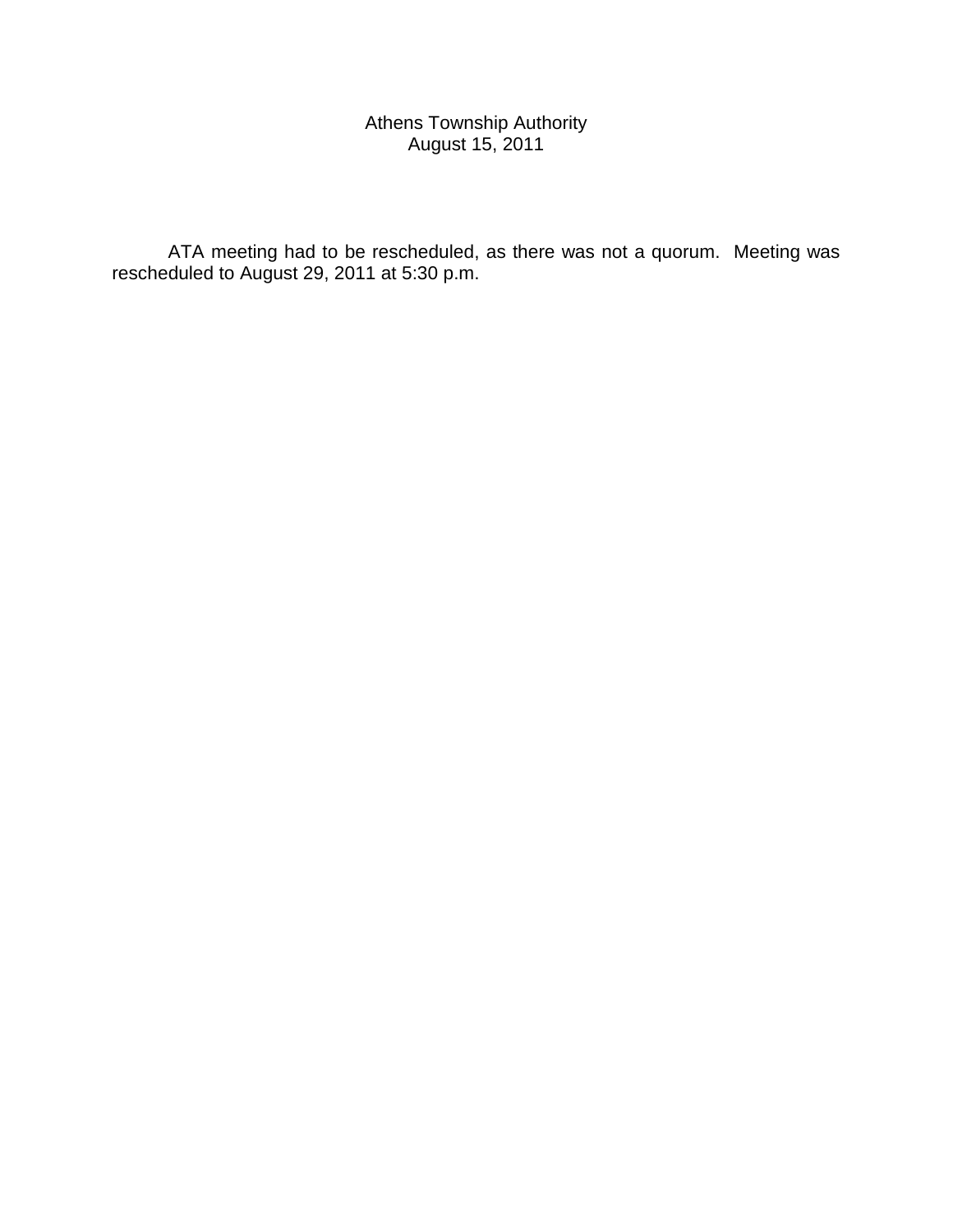# Athens Township Authority
## August 15, 2011

ATA meeting had to be rescheduled, as there was not a quorum. Meeting was rescheduled to August 29, 2011 at 5:30 p.m.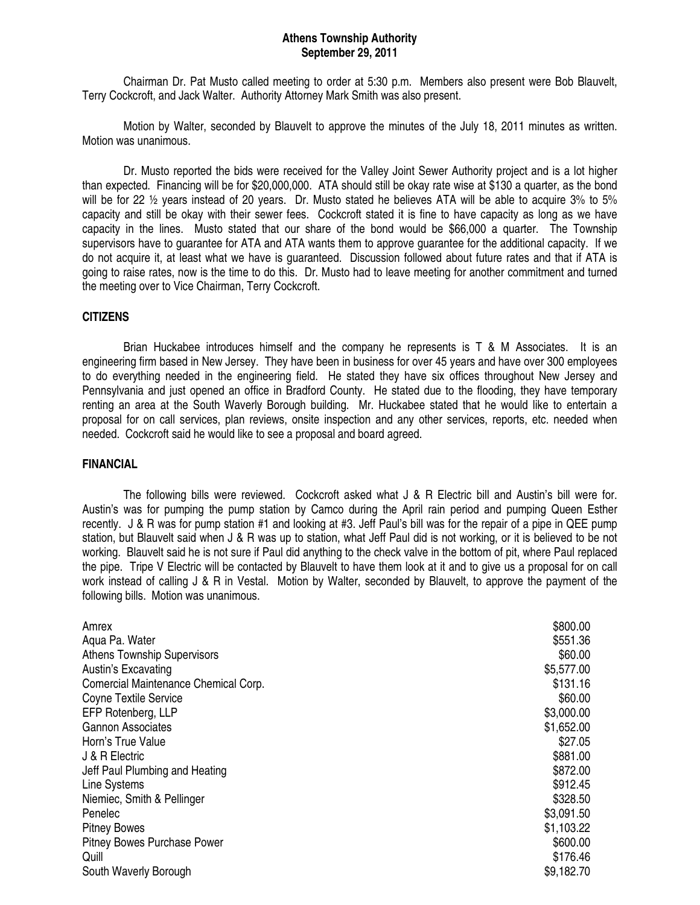**Athens Township Authority**
**September 29, 2011**

Chairman Dr. Pat Musto called meeting to order at 5:30 p.m. Members also present were Bob Blauvelt, Terry Cockcroft, and Jack Walter. Authority Attorney Mark Smith was also present.

Motion by Walter, seconded by Blauvelt to approve the minutes of the July 18, 2011 minutes as written. Motion was unanimous.

Dr. Musto reported the bids were received for the Valley Joint Sewer Authority project and is a lot higher than expected. Financing will be for $20,000,000. ATA should still be okay rate wise at $130 a quarter, as the bond will be for 22 ½ years instead of 20 years. Dr. Musto stated he believes ATA will be able to acquire 3% to 5% capacity and still be okay with their sewer fees. Cockcroft stated it is fine to have capacity as long as we have capacity in the lines. Musto stated that our share of the bond would be $66,000 a quarter. The Township supervisors have to guarantee for ATA and ATA wants them to approve guarantee for the additional capacity. If we do not acquire it, at least what we have is guaranteed. Discussion followed about future rates and that if ATA is going to raise rates, now is the time to do this. Dr. Musto had to leave meeting for another commitment and turned the meeting over to Vice Chairman, Terry Cockcroft.

**CITIZENS**

Brian Huckabee introduces himself and the company he represents is T & M Associates. It is an engineering firm based in New Jersey. They have been in business for over 45 years and have over 300 employees to do everything needed in the engineering field. He stated they have six offices throughout New Jersey and Pennsylvania and just opened an office in Bradford County. He stated due to the flooding, they have temporary renting an area at the South Waverly Borough building. Mr. Huckabee stated that he would like to entertain a proposal for on call services, plan reviews, onsite inspection and any other services, reports, etc. needed when needed. Cockcroft said he would like to see a proposal and board agreed.

**FINANCIAL**

The following bills were reviewed. Cockcroft asked what J & R Electric bill and Austin's bill were for. Austin's was for pumping the pump station by Camco during the April rain period and pumping Queen Esther recently. J & R was for pump station #1 and looking at #3. Jeff Paul's bill was for the repair of a pipe in QEE pump station, but Blauvelt said when J & R was up to station, what Jeff Paul did is not working, or it is believed to be not working. Blauvelt said he is not sure if Paul did anything to the check valve in the bottom of pit, where Paul replaced the pipe. Tripe V Electric will be contacted by Blauvelt to have them look at it and to give us a proposal for on call work instead of calling J & R in Vestal. Motion by Walter, seconded by Blauvelt, to approve the payment of the following bills. Motion was unanimous.

| | |
|---|---|
| Amrex | $800.00 |
| Aqua Pa. Water | $551.36 |
| Athens Township Supervisors | $60.00 |
| Austin's Excavating | $5,577.00 |
| Comercial Maintenance Chemical Corp. | $131.16 |
| Coyne Textile Service | $60.00 |
| EFP Rotenberg, LLP | $3,000.00 |
| Gannon Associates | $1,652.00 |
| Horn's True Value | $27.05 |
| J & R Electric | $881.00 |
| Jeff Paul Plumbing and Heating | $872.00 |
| Line Systems | $912.45 |
| Niemiec, Smith & Pellinger | $328.50 |
| Penelec | $3,091.50 |
| Pitney Bowes | $1,103.22 |
| Pitney Bowes Purchase Power | $600.00 |
| Quill | $176.46 |
| South Waverly Borough | $9,182.70 |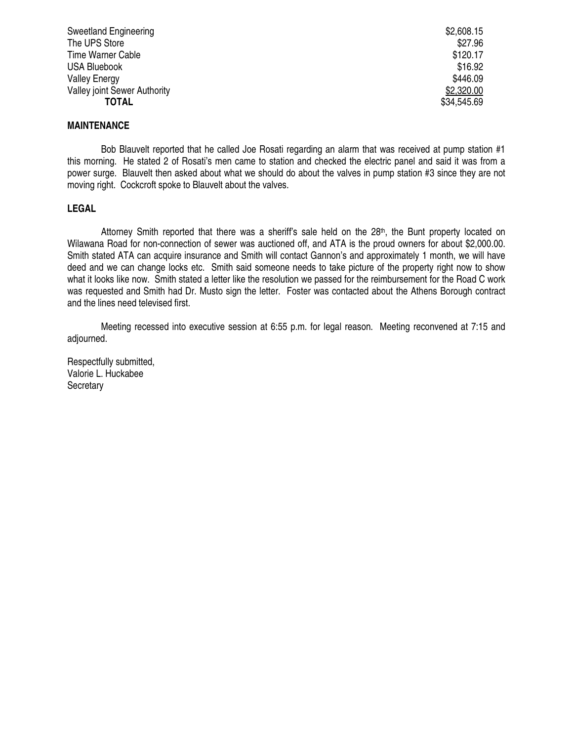| | |
|---|---|
| Sweetland Engineering | $2,608.15 |
| The UPS Store | $27.96 |
| Time Warner Cable | $120.17 |
| USA Bluebook | $16.92 |
| Valley Energy | $446.09 |
| Valley joint Sewer Authority | $2,320.00 |
| **TOTAL** | $34,545.69 |

## MAINTENANCE

Bob Blauvelt reported that he called Joe Rosati regarding an alarm that was received at pump station #1 this morning. He stated 2 of Rosati's men came to station and checked the electric panel and said it was from a power surge. Blauvelt then asked about what we should do about the valves in pump station #3 since they are not moving right. Cockcroft spoke to Blauvelt about the valves.

## LEGAL

Attorney Smith reported that there was a sheriff's sale held on the 28th, the Bunt property located on Wilawana Road for non-connection of sewer was auctioned off, and ATA is the proud owners for about $2,000.00. Smith stated ATA can acquire insurance and Smith will contact Gannon's and approximately 1 month, we will have deed and we can change locks etc. Smith said someone needs to take picture of the property right now to show what it looks like now. Smith stated a letter like the resolution we passed for the reimbursement for the Road C work was requested and Smith had Dr. Musto sign the letter. Foster was contacted about the Athens Borough contract and the lines need televised first.

Meeting recessed into executive session at 6:55 p.m. for legal reason. Meeting reconvened at 7:15 and adjourned.

Respectfully submitted,
Valorie L. Huckabee
Secretary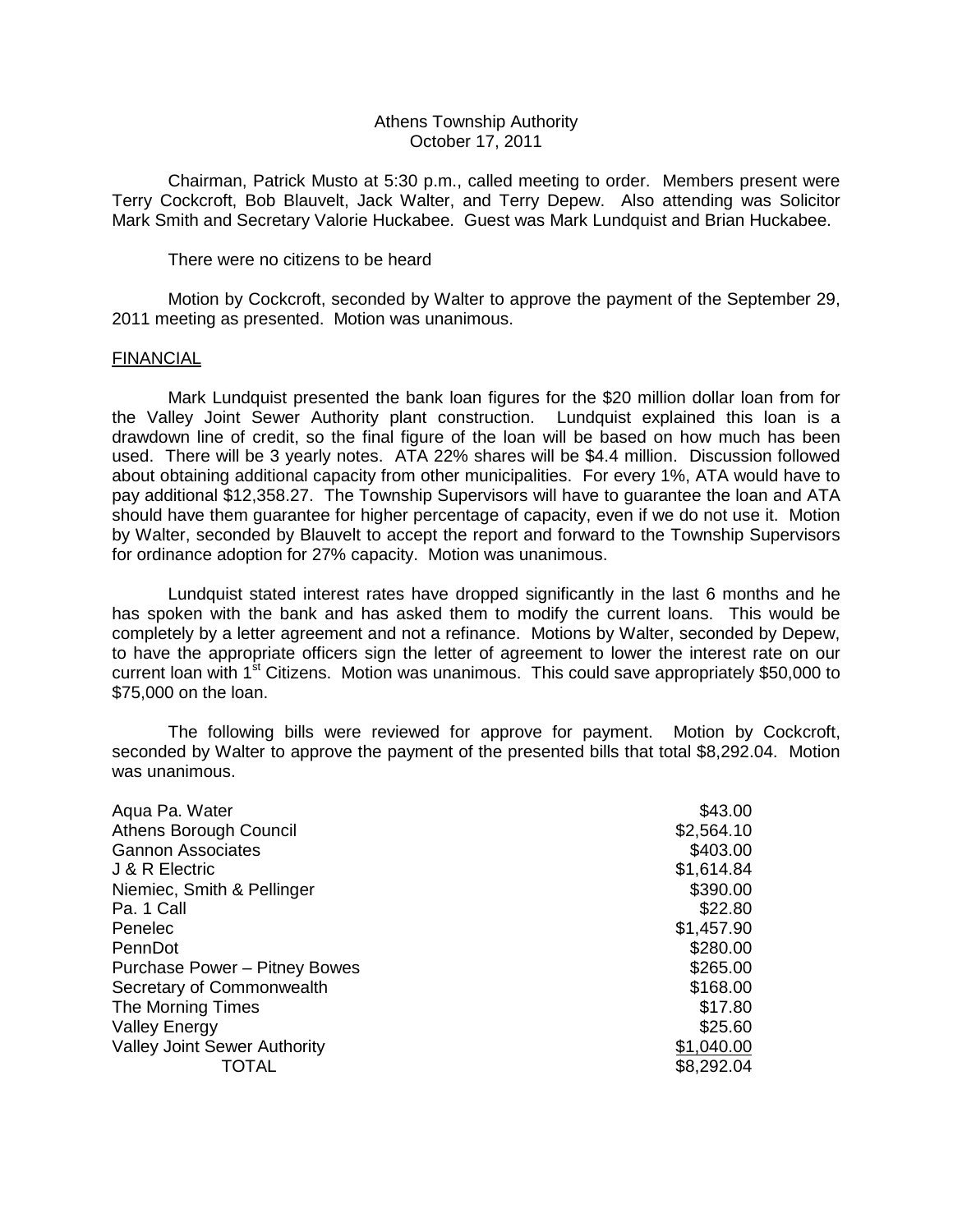Athens Township Authority
October 17, 2011

Chairman, Patrick Musto at 5:30 p.m., called meeting to order. Members present were Terry Cockcroft, Bob Blauvelt, Jack Walter, and Terry Depew. Also attending was Solicitor Mark Smith and Secretary Valorie Huckabee. Guest was Mark Lundquist and Brian Huckabee.

There were no citizens to be heard

Motion by Cockcroft, seconded by Walter to approve the payment of the September 29, 2011 meeting as presented. Motion was unanimous.

FINANCIAL

Mark Lundquist presented the bank loan figures for the $20 million dollar loan from for the Valley Joint Sewer Authority plant construction. Lundquist explained this loan is a drawdown line of credit, so the final figure of the loan will be based on how much has been used. There will be 3 yearly notes. ATA 22% shares will be $4.4 million. Discussion followed about obtaining additional capacity from other municipalities. For every 1%, ATA would have to pay additional $12,358.27. The Township Supervisors will have to guarantee the loan and ATA should have them guarantee for higher percentage of capacity, even if we do not use it. Motion by Walter, seconded by Blauvelt to accept the report and forward to the Township Supervisors for ordinance adoption for 27% capacity. Motion was unanimous.

Lundquist stated interest rates have dropped significantly in the last 6 months and he has spoken with the bank and has asked them to modify the current loans. This would be completely by a letter agreement and not a refinance. Motions by Walter, seconded by Depew, to have the appropriate officers sign the letter of agreement to lower the interest rate on our current loan with 1st Citizens. Motion was unanimous. This could save appropriately $50,000 to $75,000 on the loan.

The following bills were reviewed for approve for payment. Motion by Cockcroft, seconded by Walter to approve the payment of the presented bills that total $8,292.04. Motion was unanimous.

| | |
|---|---|
| Aqua Pa. Water | $43.00 |
| Athens Borough Council | $2,564.10 |
| Gannon Associates | $403.00 |
| J & R Electric | $1,614.84 |
| Niemiec, Smith & Pellinger | $390.00 |
| Pa. 1 Call | $22.80 |
| Penelec | $1,457.90 |
| PennDot | $280.00 |
| Purchase Power – Pitney Bowes | $265.00 |
| Secretary of Commonwealth | $168.00 |
| The Morning Times | $17.80 |
| Valley Energy | $25.60 |
| Valley Joint Sewer Authority | $1,040.00 |
| TOTAL | $8,292.04 |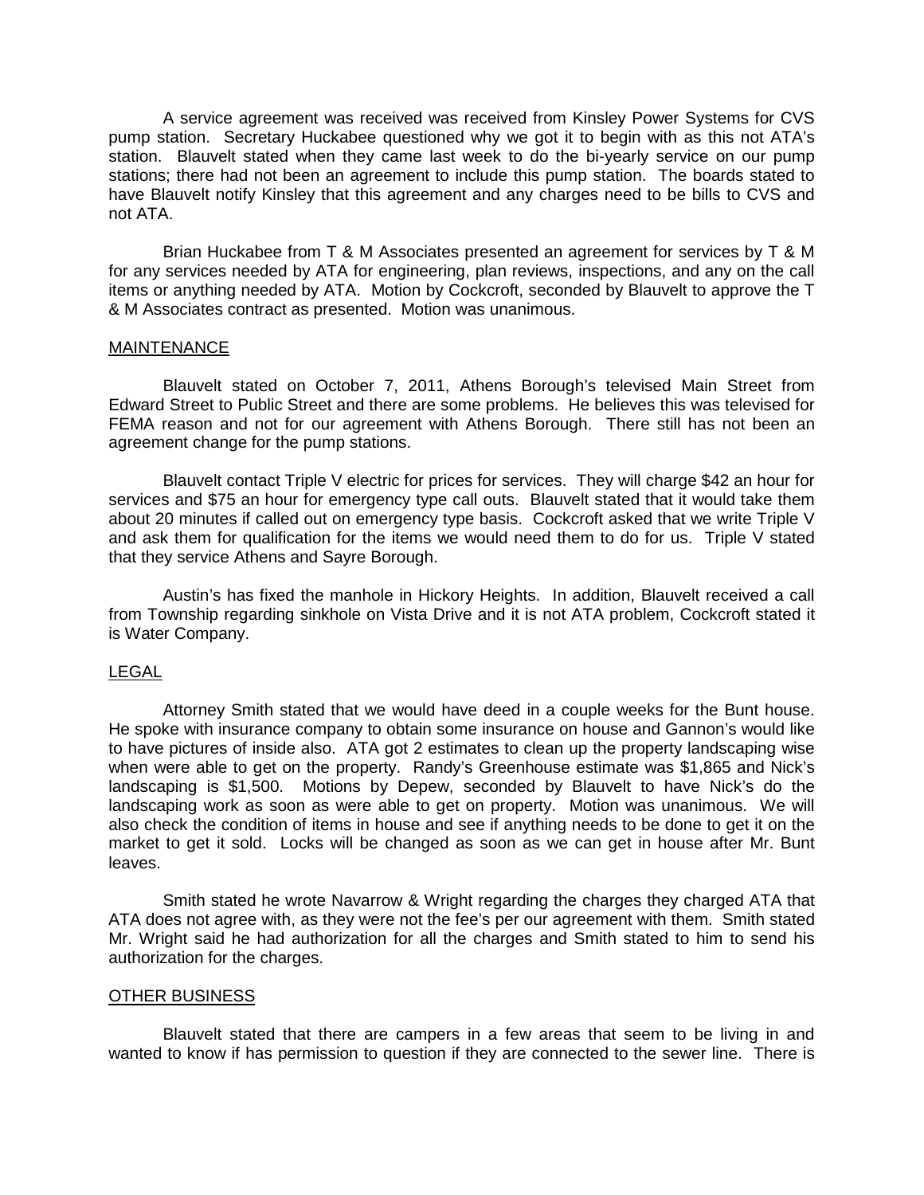A service agreement was received was received from Kinsley Power Systems for CVS pump station. Secretary Huckabee questioned why we got it to begin with as this not ATA's station. Blauvelt stated when they came last week to do the bi-yearly service on our pump stations; there had not been an agreement to include this pump station. The boards stated to have Blauvelt notify Kinsley that this agreement and any charges need to be bills to CVS and not ATA.

Brian Huckabee from T & M Associates presented an agreement for services by T & M for any services needed by ATA for engineering, plan reviews, inspections, and any on the call items or anything needed by ATA. Motion by Cockcroft, seconded by Blauvelt to approve the T & M Associates contract as presented. Motion was unanimous.

## MAINTENANCE

Blauvelt stated on October 7, 2011, Athens Borough's televised Main Street from Edward Street to Public Street and there are some problems. He believes this was televised for FEMA reason and not for our agreement with Athens Borough. There still has not been an agreement change for the pump stations.

Blauvelt contact Triple V electric for prices for services. They will charge $42 an hour for services and $75 an hour for emergency type call outs. Blauvelt stated that it would take them about 20 minutes if called out on emergency type basis. Cockcroft asked that we write Triple V and ask them for qualification for the items we would need them to do for us. Triple V stated that they service Athens and Sayre Borough.

Austin's has fixed the manhole in Hickory Heights. In addition, Blauvelt received a call from Township regarding sinkhole on Vista Drive and it is not ATA problem, Cockcroft stated it is Water Company.

## LEGAL

Attorney Smith stated that we would have deed in a couple weeks for the Bunt house. He spoke with insurance company to obtain some insurance on house and Gannon's would like to have pictures of inside also. ATA got 2 estimates to clean up the property landscaping wise when were able to get on the property. Randy's Greenhouse estimate was $1,865 and Nick's landscaping is $1,500. Motions by Depew, seconded by Blauvelt to have Nick's do the landscaping work as soon as were able to get on property. Motion was unanimous. We will also check the condition of items in house and see if anything needs to be done to get it on the market to get it sold. Locks will be changed as soon as we can get in house after Mr. Bunt leaves.

Smith stated he wrote Navarrow & Wright regarding the charges they charged ATA that ATA does not agree with, as they were not the fee's per our agreement with them. Smith stated Mr. Wright said he had authorization for all the charges and Smith stated to him to send his authorization for the charges.

## OTHER BUSINESS

Blauvelt stated that there are campers in a few areas that seem to be living in and wanted to know if has permission to question if they are connected to the sewer line. There is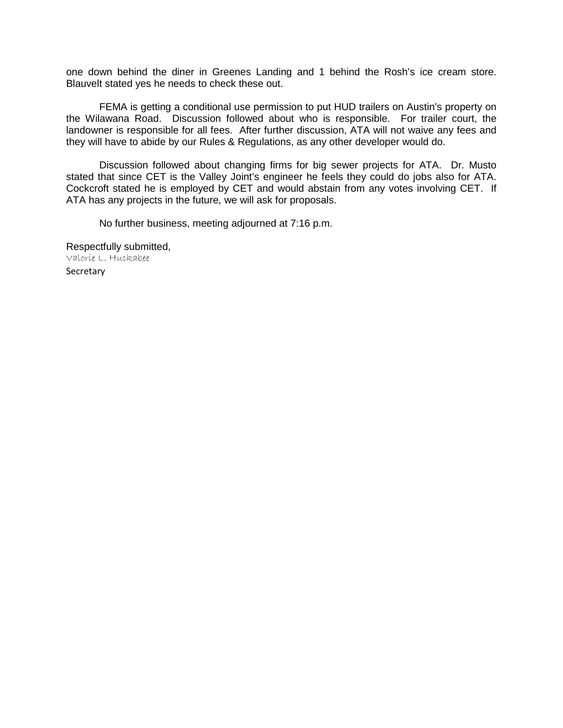one down behind the diner in Greenes Landing and 1 behind the Rosh's ice cream store. Blauvelt stated yes he needs to check these out.

FEMA is getting a conditional use permission to put HUD trailers on Austin's property on the Wilawana Road. Discussion followed about who is responsible. For trailer court, the landowner is responsible for all fees. After further discussion, ATA will not waive any fees and they will have to abide by our Rules & Regulations, as any other developer would do.

Discussion followed about changing firms for big sewer projects for ATA. Dr. Musto stated that since CET is the Valley Joint's engineer he feels they could do jobs also for ATA. Cockcroft stated he is employed by CET and would abstain from any votes involving CET. If ATA has any projects in the future, we will ask for proposals.

No further business, meeting adjourned at 7:16 p.m.

Respectfully submitted,
Valorie L. Huckabee
Secretary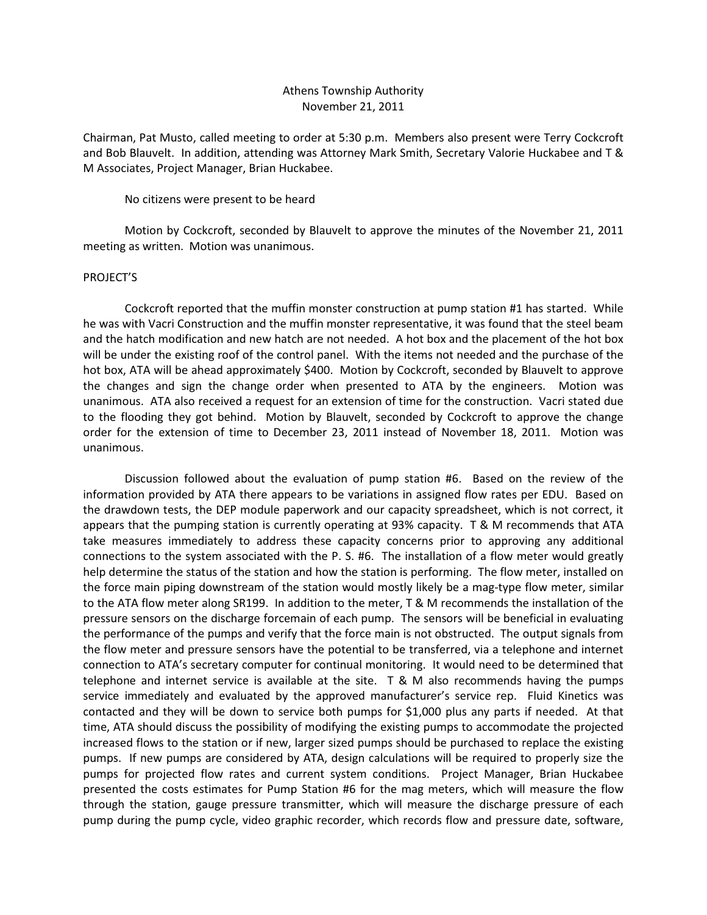Athens Township Authority
November 21, 2011

Chairman, Pat Musto, called meeting to order at 5:30 p.m. Members also present were Terry Cockcroft and Bob Blauvelt. In addition, attending was Attorney Mark Smith, Secretary Valorie Huckabee and T & M Associates, Project Manager, Brian Huckabee.

No citizens were present to be heard

Motion by Cockcroft, seconded by Blauvelt to approve the minutes of the November 21, 2011 meeting as written. Motion was unanimous.

PROJECT'S

Cockcroft reported that the muffin monster construction at pump station #1 has started. While he was with Vacri Construction and the muffin monster representative, it was found that the steel beam and the hatch modification and new hatch are not needed. A hot box and the placement of the hot box will be under the existing roof of the control panel. With the items not needed and the purchase of the hot box, ATA will be ahead approximately $400. Motion by Cockcroft, seconded by Blauvelt to approve the changes and sign the change order when presented to ATA by the engineers. Motion was unanimous. ATA also received a request for an extension of time for the construction. Vacri stated due to the flooding they got behind. Motion by Blauvelt, seconded by Cockcroft to approve the change order for the extension of time to December 23, 2011 instead of November 18, 2011. Motion was unanimous.

Discussion followed about the evaluation of pump station #6. Based on the review of the information provided by ATA there appears to be variations in assigned flow rates per EDU. Based on the drawdown tests, the DEP module paperwork and our capacity spreadsheet, which is not correct, it appears that the pumping station is currently operating at 93% capacity. T & M recommends that ATA take measures immediately to address these capacity concerns prior to approving any additional connections to the system associated with the P. S. #6. The installation of a flow meter would greatly help determine the status of the station and how the station is performing. The flow meter, installed on the force main piping downstream of the station would mostly likely be a mag-type flow meter, similar to the ATA flow meter along SR199. In addition to the meter, T & M recommends the installation of the pressure sensors on the discharge forcemain of each pump. The sensors will be beneficial in evaluating the performance of the pumps and verify that the force main is not obstructed. The output signals from the flow meter and pressure sensors have the potential to be transferred, via a telephone and internet connection to ATA's secretary computer for continual monitoring. It would need to be determined that telephone and internet service is available at the site. T & M also recommends having the pumps service immediately and evaluated by the approved manufacturer's service rep. Fluid Kinetics was contacted and they will be down to service both pumps for $1,000 plus any parts if needed. At that time, ATA should discuss the possibility of modifying the existing pumps to accommodate the projected increased flows to the station or if new, larger sized pumps should be purchased to replace the existing pumps. If new pumps are considered by ATA, design calculations will be required to properly size the pumps for projected flow rates and current system conditions. Project Manager, Brian Huckabee presented the costs estimates for Pump Station #6 for the mag meters, which will measure the flow through the station, gauge pressure transmitter, which will measure the discharge pressure of each pump during the pump cycle, video graphic recorder, which records flow and pressure date, software,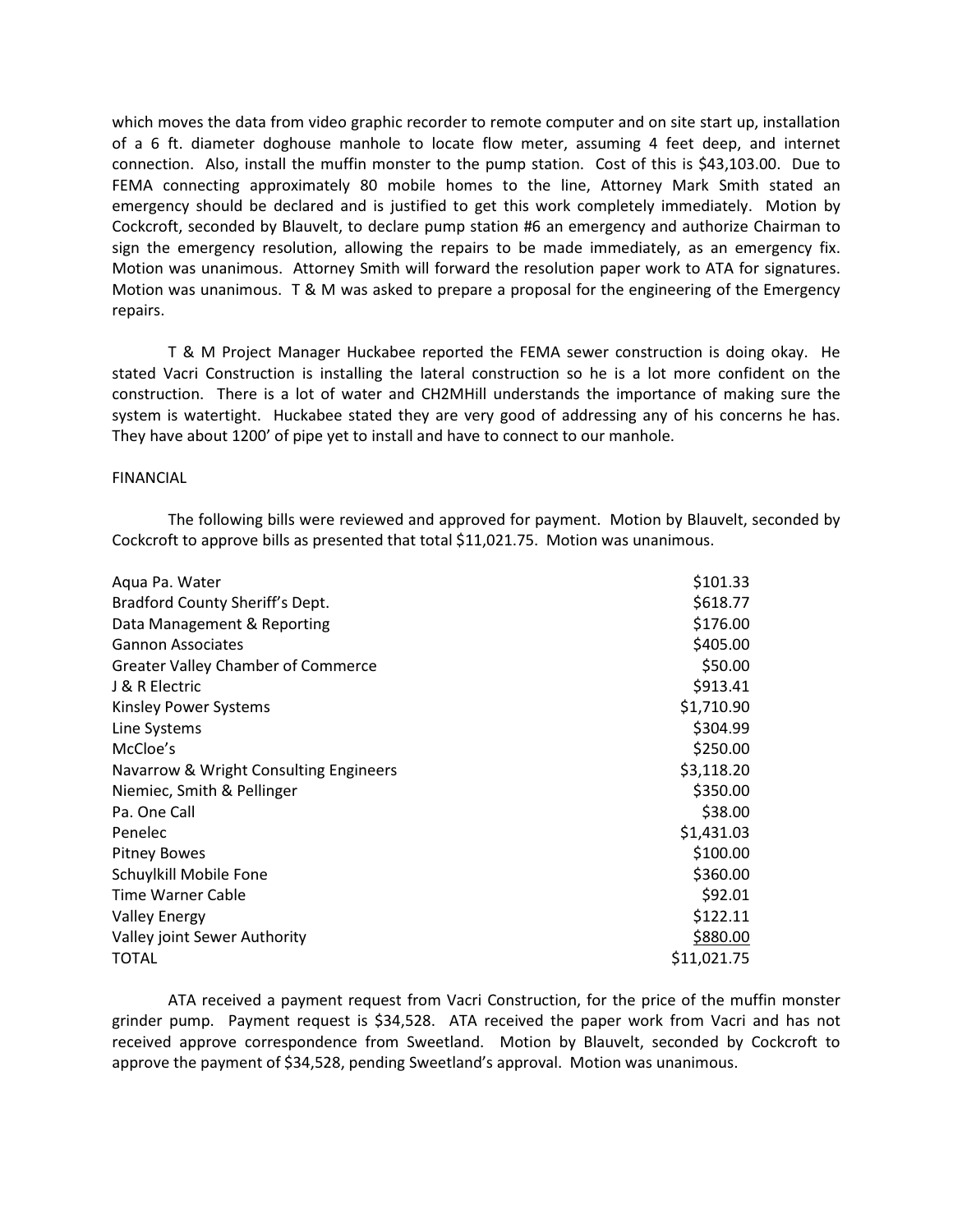which moves the data from video graphic recorder to remote computer and on site start up, installation of a 6 ft. diameter doghouse manhole to locate flow meter, assuming 4 feet deep, and internet connection. Also, install the muffin monster to the pump station. Cost of this is $43,103.00. Due to FEMA connecting approximately 80 mobile homes to the line, Attorney Mark Smith stated an emergency should be declared and is justified to get this work completely immediately. Motion by Cockcroft, seconded by Blauvelt, to declare pump station #6 an emergency and authorize Chairman to sign the emergency resolution, allowing the repairs to be made immediately, as an emergency fix. Motion was unanimous. Attorney Smith will forward the resolution paper work to ATA for signatures. Motion was unanimous. T & M was asked to prepare a proposal for the engineering of the Emergency repairs.

T & M Project Manager Huckabee reported the FEMA sewer construction is doing okay. He stated Vacri Construction is installing the lateral construction so he is a lot more confident on the construction. There is a lot of water and CH2MHill understands the importance of making sure the system is watertight. Huckabee stated they are very good of addressing any of his concerns he has. They have about 1200' of pipe yet to install and have to connect to our manhole.

FINANCIAL

The following bills were reviewed and approved for payment. Motion by Blauvelt, seconded by Cockcroft to approve bills as presented that total $11,021.75. Motion was unanimous.

| | |
|---|---:|
| Aqua Pa. Water | $101.33 |
| Bradford County Sheriff's Dept. | $618.77 |
| Data Management & Reporting | $176.00 |
| Gannon Associates | $405.00 |
| Greater Valley Chamber of Commerce | $50.00 |
| J & R Electric | $913.41 |
| Kinsley Power Systems | $1,710.90 |
| Line Systems | $304.99 |
| McCloe's | $250.00 |
| Navarrow & Wright Consulting Engineers | $3,118.20 |
| Niemiec, Smith & Pellinger | $350.00 |
| Pa. One Call | $38.00 |
| Penelec | $1,431.03 |
| Pitney Bowes | $100.00 |
| Schuylkill Mobile Fone | $360.00 |
| Time Warner Cable | $92.01 |
| Valley Energy | $122.11 |
| Valley joint Sewer Authority | $880.00 |
| TOTAL | $11,021.75 |

ATA received a payment request from Vacri Construction, for the price of the muffin monster grinder pump. Payment request is $34,528. ATA received the paper work from Vacri and has not received approve correspondence from Sweetland. Motion by Blauvelt, seconded by Cockcroft to approve the payment of $34,528, pending Sweetland's approval. Motion was unanimous.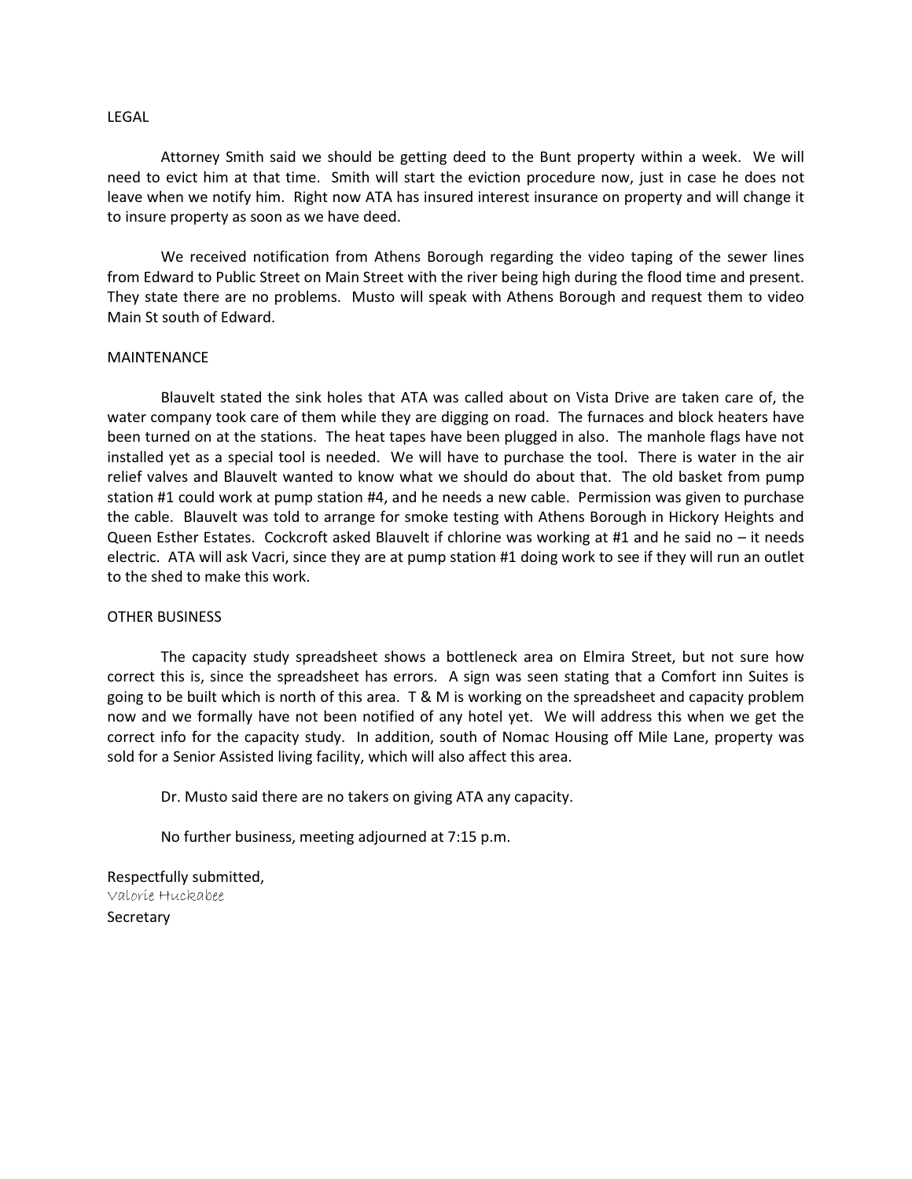## LEGAL

Attorney Smith said we should be getting deed to the Bunt property within a week. We will need to evict him at that time. Smith will start the eviction procedure now, just in case he does not leave when we notify him. Right now ATA has insured interest insurance on property and will change it to insure property as soon as we have deed.

We received notification from Athens Borough regarding the video taping of the sewer lines from Edward to Public Street on Main Street with the river being high during the flood time and present. They state there are no problems. Musto will speak with Athens Borough and request them to video Main St south of Edward.

## MAINTENANCE

Blauvelt stated the sink holes that ATA was called about on Vista Drive are taken care of, the water company took care of them while they are digging on road. The furnaces and block heaters have been turned on at the stations. The heat tapes have been plugged in also. The manhole flags have not installed yet as a special tool is needed. We will have to purchase the tool. There is water in the air relief valves and Blauvelt wanted to know what we should do about that. The old basket from pump station #1 could work at pump station #4, and he needs a new cable. Permission was given to purchase the cable. Blauvelt was told to arrange for smoke testing with Athens Borough in Hickory Heights and Queen Esther Estates. Cockcroft asked Blauvelt if chlorine was working at #1 and he said no – it needs electric. ATA will ask Vacri, since they are at pump station #1 doing work to see if they will run an outlet to the shed to make this work.

## OTHER BUSINESS

The capacity study spreadsheet shows a bottleneck area on Elmira Street, but not sure how correct this is, since the spreadsheet has errors. A sign was seen stating that a Comfort inn Suites is going to be built which is north of this area. T & M is working on the spreadsheet and capacity problem now and we formally have not been notified of any hotel yet. We will address this when we get the correct info for the capacity study. In addition, south of Nomac Housing off Mile Lane, property was sold for a Senior Assisted living facility, which will also affect this area.

Dr. Musto said there are no takers on giving ATA any capacity.

No further business, meeting adjourned at 7:15 p.m.

Respectfully submitted,
Valorie Huckabee
Secretary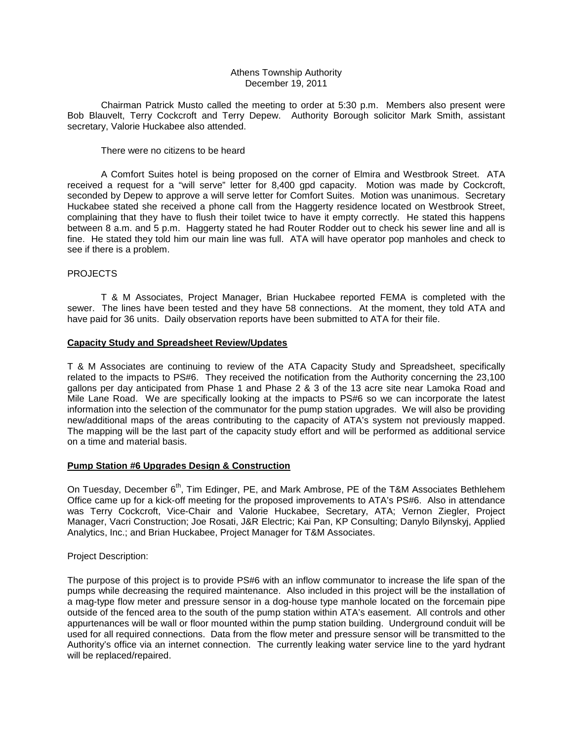Athens Township Authority
December 19, 2011

Chairman Patrick Musto called the meeting to order at 5:30 p.m. Members also present were Bob Blauvelt, Terry Cockcroft and Terry Depew. Authority Borough solicitor Mark Smith, assistant secretary, Valorie Huckabee also attended.

There were no citizens to be heard

A Comfort Suites hotel is being proposed on the corner of Elmira and Westbrook Street. ATA received a request for a "will serve" letter for 8,400 gpd capacity. Motion was made by Cockcroft, seconded by Depew to approve a will serve letter for Comfort Suites. Motion was unanimous. Secretary Huckabee stated she received a phone call from the Haggerty residence located on Westbrook Street, complaining that they have to flush their toilet twice to have it empty correctly. He stated this happens between 8 a.m. and 5 p.m. Haggerty stated he had Router Rodder out to check his sewer line and all is fine. He stated they told him our main line was full. ATA will have operator pop manholes and check to see if there is a problem.

PROJECTS

T & M Associates, Project Manager, Brian Huckabee reported FEMA is completed with the sewer. The lines have been tested and they have 58 connections. At the moment, they told ATA and have paid for 36 units. Daily observation reports have been submitted to ATA for their file.

**Capacity Study and Spreadsheet Review/Updates**

T & M Associates are continuing to review of the ATA Capacity Study and Spreadsheet, specifically related to the impacts to PS#6. They received the notification from the Authority concerning the 23,100 gallons per day anticipated from Phase 1 and Phase 2 & 3 of the 13 acre site near Lamoka Road and Mile Lane Road. We are specifically looking at the impacts to PS#6 so we can incorporate the latest information into the selection of the communator for the pump station upgrades. We will also be providing new/additional maps of the areas contributing to the capacity of ATA's system not previously mapped. The mapping will be the last part of the capacity study effort and will be performed as additional service on a time and material basis.

**Pump Station #6 Upgrades Design & Construction**

On Tuesday, December 6th, Tim Edinger, PE, and Mark Ambrose, PE of the T&M Associates Bethlehem Office came up for a kick-off meeting for the proposed improvements to ATA's PS#6. Also in attendance was Terry Cockcroft, Vice-Chair and Valorie Huckabee, Secretary, ATA; Vernon Ziegler, Project Manager, Vacri Construction; Joe Rosati, J&R Electric; Kai Pan, KP Consulting; Danylo Bilynskyj, Applied Analytics, Inc.; and Brian Huckabee, Project Manager for T&M Associates.

Project Description:

The purpose of this project is to provide PS#6 with an inflow communator to increase the life span of the pumps while decreasing the required maintenance. Also included in this project will be the installation of a mag-type flow meter and pressure sensor in a dog-house type manhole located on the forcemain pipe outside of the fenced area to the south of the pump station within ATA's easement. All controls and other appurtenances will be wall or floor mounted within the pump station building. Underground conduit will be used for all required connections. Data from the flow meter and pressure sensor will be transmitted to the Authority's office via an internet connection. The currently leaking water service line to the yard hydrant will be replaced/repaired.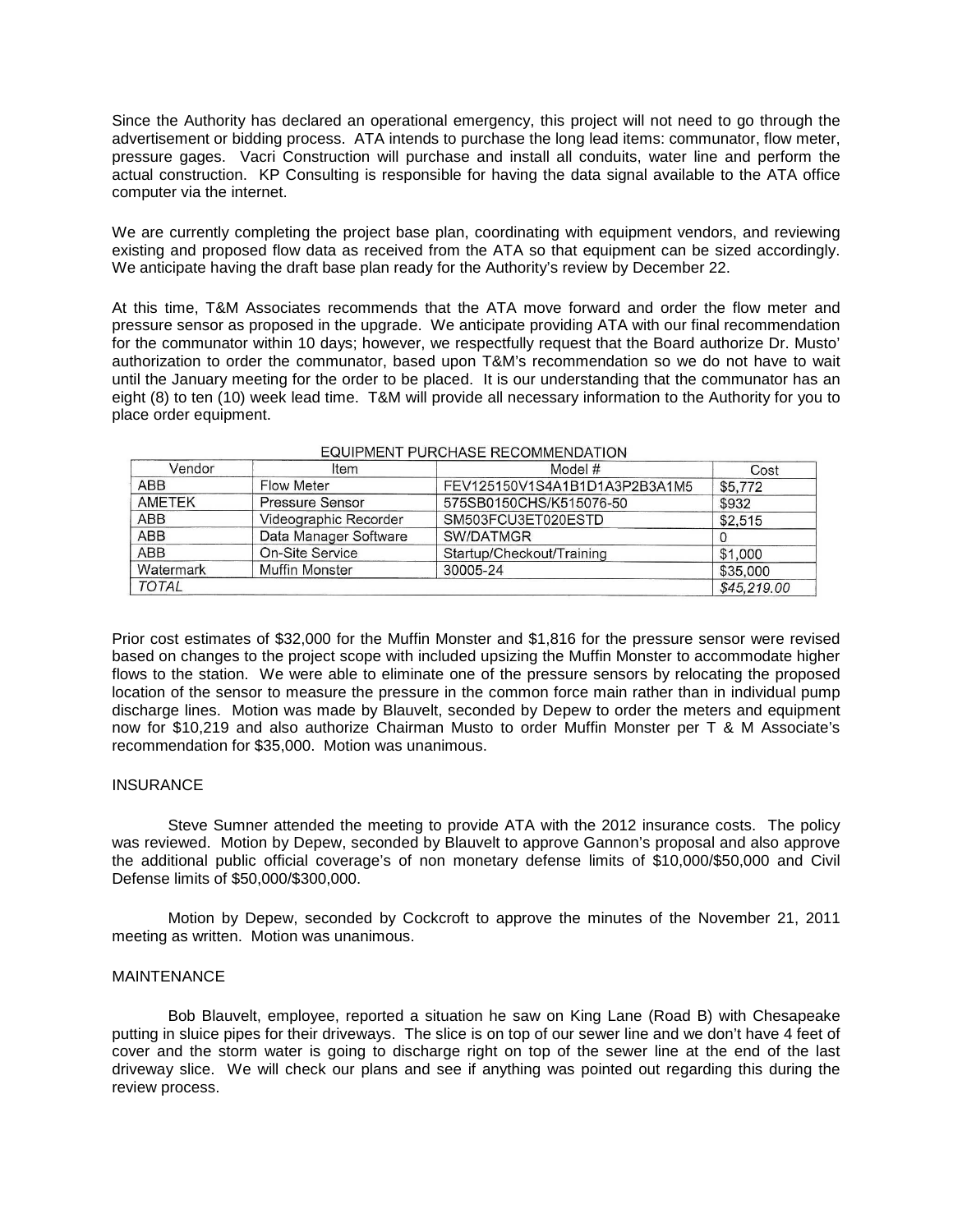Since the Authority has declared an operational emergency, this project will not need to go through the advertisement or bidding process. ATA intends to purchase the long lead items: communator, flow meter, pressure gages. Vacri Construction will purchase and install all conduits, water line and perform the actual construction. KP Consulting is responsible for having the data signal available to the ATA office computer via the internet.

We are currently completing the project base plan, coordinating with equipment vendors, and reviewing existing and proposed flow data as received from the ATA so that equipment can be sized accordingly. We anticipate having the draft base plan ready for the Authority's review by December 22.

At this time, T&M Associates recommends that the ATA move forward and order the flow meter and pressure sensor as proposed in the upgrade. We anticipate providing ATA with our final recommendation for the communator within 10 days; however, we respectfully request that the Board authorize Dr. Musto' authorization to order the communator, based upon T&M's recommendation so we do not have to wait until the January meeting for the order to be placed. It is our understanding that the communator has an eight (8) to ten (10) week lead time. T&M will provide all necessary information to the Authority for you to place order equipment.

EQUIPMENT PURCHASE RECOMMENDATION

| Vendor | Item | Model # | Cost |
|---|---|---|---|
| ABB | Flow Meter | FEV125150V1S4A1B1D1A3P2B3A1M5 | $5,772 |
| AMETEK | Pressure Sensor | 575SB0150CHS/K515076-50 | $932 |
| ABB | Videographic Recorder | SM503FCU3ET020ESTD | $2,515 |
| ABB | Data Manager Software | SW/DATMGR | 0 |
| ABB | On-Site Service | Startup/Checkout/Training | $1,000 |
| Watermark | Muffin Monster | 30005-24 | $35,000 |
| *TOTAL* | | | *$45,219.00* |

Prior cost estimates of $32,000 for the Muffin Monster and $1,816 for the pressure sensor were revised based on changes to the project scope with included upsizing the Muffin Monster to accommodate higher flows to the station. We were able to eliminate one of the pressure sensors by relocating the proposed location of the sensor to measure the pressure in the common force main rather than in individual pump discharge lines. Motion was made by Blauvelt, seconded by Depew to order the meters and equipment now for $10,219 and also authorize Chairman Musto to order Muffin Monster per T & M Associate's recommendation for $35,000. Motion was unanimous.

INSURANCE

Steve Sumner attended the meeting to provide ATA with the 2012 insurance costs. The policy was reviewed. Motion by Depew, seconded by Blauvelt to approve Gannon's proposal and also approve the additional public official coverage's of non monetary defense limits of $10,000/$50,000 and Civil Defense limits of $50,000/$300,000.

Motion by Depew, seconded by Cockcroft to approve the minutes of the November 21, 2011 meeting as written. Motion was unanimous.

MAINTENANCE

Bob Blauvelt, employee, reported a situation he saw on King Lane (Road B) with Chesapeake putting in sluice pipes for their driveways. The slice is on top of our sewer line and we don't have 4 feet of cover and the storm water is going to discharge right on top of the sewer line at the end of the last driveway slice. We will check our plans and see if anything was pointed out regarding this during the review process.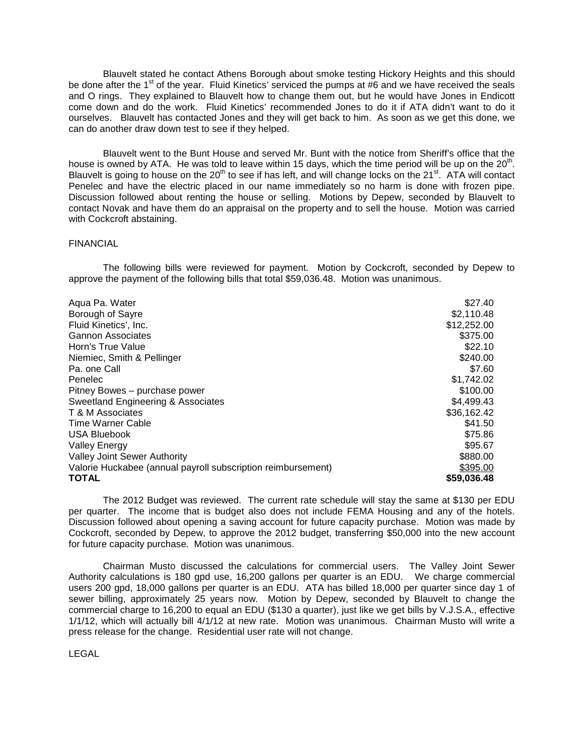Blauvelt stated he contact Athens Borough about smoke testing Hickory Heights and this should be done after the 1st of the year. Fluid Kinetics' serviced the pumps at #6 and we have received the seals and O rings. They explained to Blauvelt how to change them out, but he would have Jones in Endicott come down and do the work. Fluid Kinetics' recommended Jones to do it if ATA didn't want to do it ourselves. Blauvelt has contacted Jones and they will get back to him. As soon as we get this done, we can do another draw down test to see if they helped.

Blauvelt went to the Bunt House and served Mr. Bunt with the notice from Sheriff's office that the house is owned by ATA. He was told to leave within 15 days, which the time period will be up on the 20th. Blauvelt is going to house on the 20th to see if has left, and will change locks on the 21st. ATA will contact Penelec and have the electric placed in our name immediately so no harm is done with frozen pipe. Discussion followed about renting the house or selling. Motions by Depew, seconded by Blauvelt to contact Novak and have them do an appraisal on the property and to sell the house. Motion was carried with Cockcroft abstaining.

FINANCIAL

The following bills were reviewed for payment. Motion by Cockcroft, seconded by Depew to approve the payment of the following bills that total $59,036.48. Motion was unanimous.

| | |
|---|---|
| Aqua Pa. Water | $27.40 |
| Borough of Sayre | $2,110.48 |
| Fluid Kinetics', Inc. | $12,252.00 |
| Gannon Associates | $375.00 |
| Horn's True Value | $22.10 |
| Niemiec, Smith & Pellinger | $240.00 |
| Pa. one Call | $7.60 |
| Penelec | $1,742.02 |
| Pitney Bowes – purchase power | $100.00 |
| Sweetland Engineering & Associates | $4,499.43 |
| T & M Associates | $36,162.42 |
| Time Warner Cable | $41.50 |
| USA Bluebook | $75.86 |
| Valley Energy | $95.67 |
| Valley Joint Sewer Authority | $880.00 |
| Valorie Huckabee (annual payroll subscription reimbursement) | $395.00 |
| **TOTAL** | **$59,036.48** |

The 2012 Budget was reviewed. The current rate schedule will stay the same at $130 per EDU per quarter. The income that is budget also does not include FEMA Housing and any of the hotels. Discussion followed about opening a saving account for future capacity purchase. Motion was made by Cockcroft, seconded by Depew, to approve the 2012 budget, transferring $50,000 into the new account for future capacity purchase. Motion was unanimous.

Chairman Musto discussed the calculations for commercial users. The Valley Joint Sewer Authority calculations is 180 gpd use, 16,200 gallons per quarter is an EDU. We charge commercial users 200 gpd, 18,000 gallons per quarter is an EDU. ATA has billed 18,000 per quarter since day 1 of sewer billing, approximately 25 years now. Motion by Depew, seconded by Blauvelt to change the commercial charge to 16,200 to equal an EDU ($130 a quarter), just like we get bills by V.J.S.A., effective 1/1/12, which will actually bill 4/1/12 at new rate. Motion was unanimous. Chairman Musto will write a press release for the change. Residential user rate will not change.

LEGAL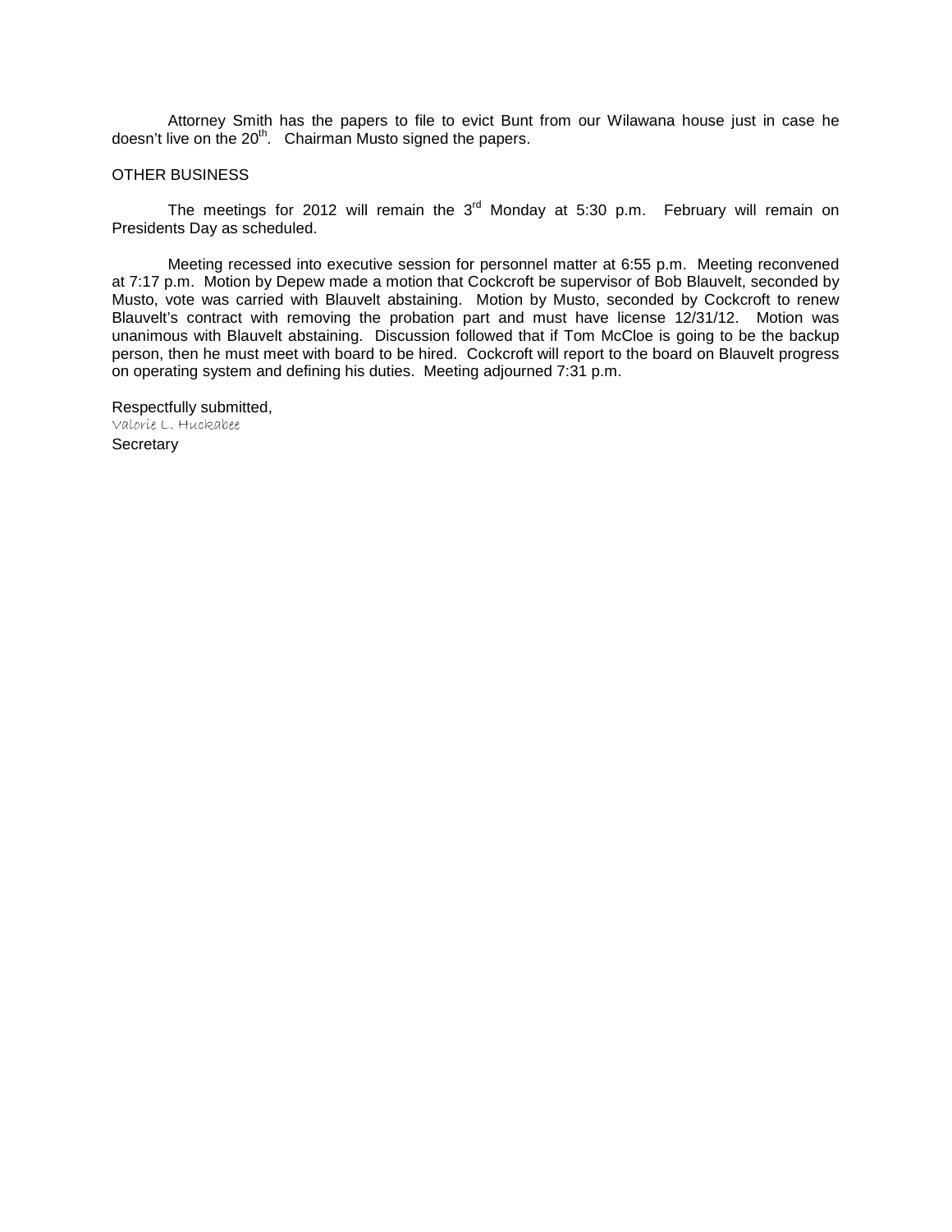Attorney Smith has the papers to file to evict Bunt from our Wilawana house just in case he doesn't live on the 20th. Chairman Musto signed the papers.

OTHER BUSINESS

The meetings for 2012 will remain the 3rd Monday at 5:30 p.m. February will remain on Presidents Day as scheduled.

Meeting recessed into executive session for personnel matter at 6:55 p.m. Meeting reconvened at 7:17 p.m. Motion by Depew made a motion that Cockcroft be supervisor of Bob Blauvelt, seconded by Musto, vote was carried with Blauvelt abstaining. Motion by Musto, seconded by Cockcroft to renew Blauvelt's contract with removing the probation part and must have license 12/31/12. Motion was unanimous with Blauvelt abstaining. Discussion followed that if Tom McCloe is going to be the backup person, then he must meet with board to be hired. Cockcroft will report to the board on Blauvelt progress on operating system and defining his duties. Meeting adjourned 7:31 p.m.

Respectfully submitted,
Valorie L. Huckabee
Secretary